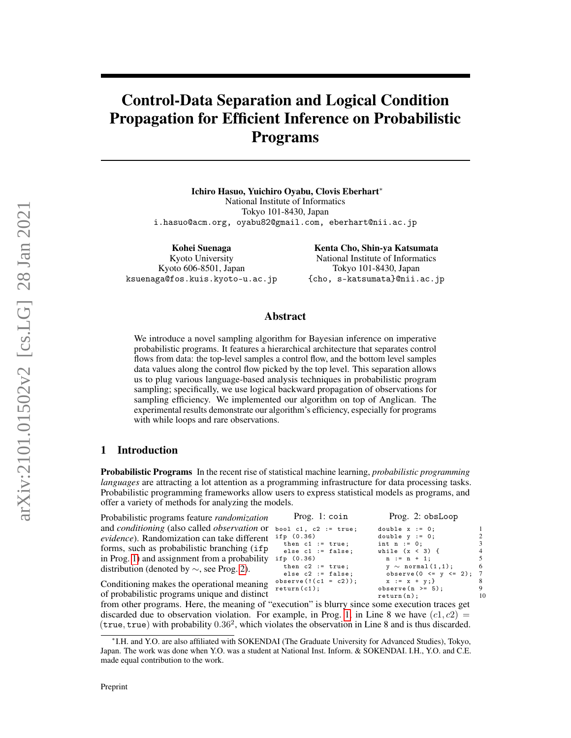# Control-Data Separation and Logical Condition Propagation for Efficient Inference on Probabilistic Programs

**Ichiro Hasuo, Yuichiro Oyabu, Clovis Eberhart**[*]
National Institute of Informatics
Tokyo 101-8430, Japan
i.hasuo@acm.org, oyabu82@gmail.com, eberhart@nii.ac.jp

**Kohei Suenaga**
Kyoto University
Kyoto 606-8501, Japan
ksuenaga@fos.kuis.kyoto-u.ac.jp

**Kenta Cho, Shin-ya Katsumata**
National Institute of Informatics
Tokyo 101-8430, Japan
{cho, s-katsumata}@nii.ac.jp

## Abstract

We introduce a novel sampling algorithm for Bayesian inference on imperative probabilistic programs. It features a hierarchical architecture that separates control flows from data: the top-level samples a control flow, and the bottom level samples data values along the control flow picked by the top level. This separation allows us to plug various language-based analysis techniques in probabilistic program sampling; specifically, we use logical backward propagation of observations for sampling efficiency. We implemented our algorithm on top of Anglican. The experimental results demonstrate our algorithm's efficiency, especially for programs with while loops and rare observations.

## 1 Introduction

**Probabilistic Programs** In the recent rise of statistical machine learning, *probabilistic programming languages* are attracting a lot attention as a programming infrastructure for data processing tasks. Probabilistic programming frameworks allow users to express statistical models as programs, and offer a variety of methods for analyzing the models.

Prog. 1: `coin`

```
bool c1, c2 := true;
ifp (0.36)
  then c1 := true;
  else c1 := false;
ifp (0.36)
  then c2 := true;
  else c2 := false;
observe(!(c1 = c2));
return(c1);
```

Prog. 2: `obsLoop`

```
double x := 0;                      1
double y := 0;                      2
int n := 0;                         3
while (x < 3) {                     4
  n := n + 1;                       5
  y ~ normal(1,1);                  6
  observe(0 <= y <= 2);             7
  x := x + y;}                      8
observe(n >= 5);                    9
return(n);                          10
```

Probabilistic programs feature *randomization* and *conditioning* (also called *observation* or *evidence*). Randomization can take different forms, such as probabilistic branching (`ifp` in Prog. 1) and assignment from a probability distribution (denoted by $\sim$, see Prog. 2).

Conditioning makes the operational meaning of probabilistic programs unique and distinct from other programs. Here, the meaning of "execution" is blurry since some execution traces get discarded due to observation violation. For example, in Prog. 1, in Line 8 we have $(c1, c2) = (\mathtt{true}, \mathtt{true})$ with probability $0.36^2$, which violates the observation in Line 8 and is thus discarded.

[*] I.H. and Y.O. are also affiliated with SOKENDAI (The Graduate University for Advanced Studies), Tokyo, Japan. The work was done when Y.O. was a student at National Inst. Inform. & SOKENDAI. I.H., Y.O. and C.E. made equal contribution to the work.

Preprint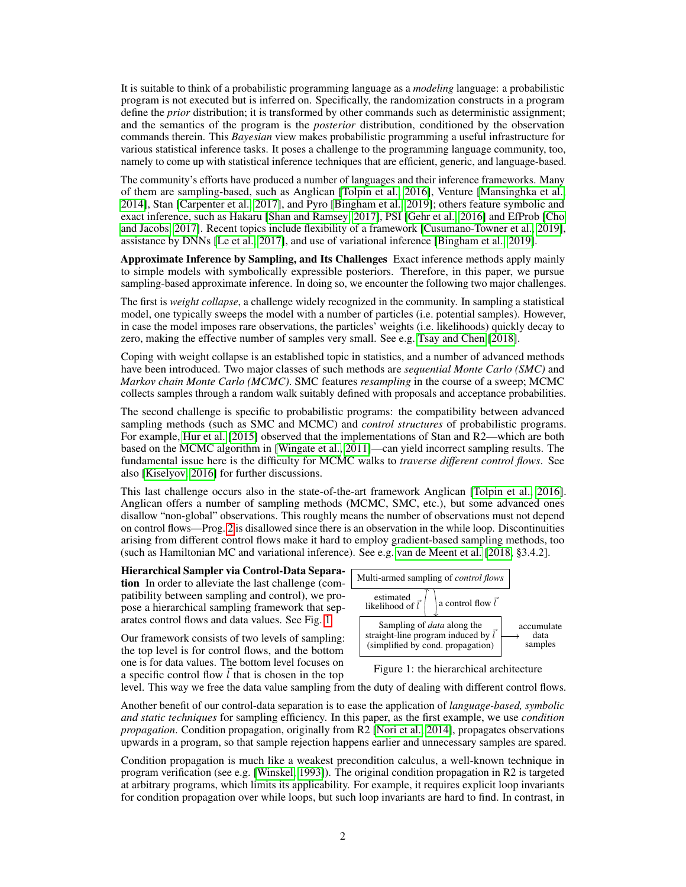It is suitable to think of a probabilistic programming language as a *modeling* language: a probabilistic program is not executed but is inferred on. Specifically, the randomization constructs in a program define the *prior* distribution; it is transformed by other commands such as deterministic assignment; and the semantics of the program is the *posterior* distribution, conditioned by the observation commands therein. This *Bayesian* view makes probabilistic programming a useful infrastructure for various statistical inference tasks. It poses a challenge to the programming language community, too, namely to come up with statistical inference techniques that are efficient, generic, and language-based.

The community's efforts have produced a number of languages and their inference frameworks. Many of them are sampling-based, such as Anglican [Tolpin et al., 2016], Venture [Mansinghka et al., 2014], Stan [Carpenter et al., 2017], and Pyro [Bingham et al., 2019]; others feature symbolic and exact inference, such as Hakaru [Shan and Ramsey, 2017], PSI [Gehr et al., 2016] and EfProb [Cho and Jacobs, 2017]. Recent topics include flexibility of a framework [Cusumano-Towner et al., 2019], assistance by DNNs [Le et al., 2017], and use of variational inference [Bingham et al., 2019].

**Approximate Inference by Sampling, and Its Challenges** Exact inference methods apply mainly to simple models with symbolically expressible posteriors. Therefore, in this paper, we pursue sampling-based approximate inference. In doing so, we encounter the following two major challenges.

The first is *weight collapse*, a challenge widely recognized in the community. In sampling a statistical model, one typically sweeps the model with a number of particles (i.e. potential samples). However, in case the model imposes rare observations, the particles' weights (i.e. likelihoods) quickly decay to zero, making the effective number of samples very small. See e.g. Tsay and Chen [2018].

Coping with weight collapse is an established topic in statistics, and a number of advanced methods have been introduced. Two major classes of such methods are *sequential Monte Carlo (SMC)* and *Markov chain Monte Carlo (MCMC)*. SMC features *resampling* in the course of a sweep; MCMC collects samples through a random walk suitably defined with proposals and acceptance probabilities.

The second challenge is specific to probabilistic programs: the compatibility between advanced sampling methods (such as SMC and MCMC) and *control structures* of probabilistic programs. For example, Hur et al. [2015] observed that the implementations of Stan and R2—which are both based on the MCMC algorithm in [Wingate et al., 2011]—can yield incorrect sampling results. The fundamental issue here is the difficulty for MCMC walks to *traverse different control flows*. See also [Kiselyov, 2016] for further discussions.

This last challenge occurs also in the state-of-the-art framework Anglican [Tolpin et al., 2016]. Anglican offers a number of sampling methods (MCMC, SMC, etc.), but some advanced ones disallow "non-global" observations. This roughly means the number of observations must not depend on control flows—Prog. 2 is disallowed since there is an observation in the while loop. Discontinuities arising from different control flows make it hard to employ gradient-based sampling methods, too (such as Hamiltonian MC and variational inference). See e.g. van de Meent et al. [2018, §3.4.2].

**Hierarchical Sampler via Control-Data Separation** In order to alleviate the last challenge (compatibility between sampling and control), we propose a hierarchical sampling framework that separates control flows and data values. See Fig. 1.

Multi-armed sampling of *control flows* → (a control flow $\vec{l}$) → Sampling of *data* along the straight-line program induced by $\vec{l}$ (simplified by cond. propagation) → (estimated likelihood of $\vec{l}$) → Multi-armed sampling; the bottom level also outputs: accumulate data samples

Figure 1: the hierarchical architecture

Our framework consists of two levels of sampling: the top level is for control flows, and the bottom one is for data values. The bottom level focuses on a specific control flow $\vec{l}$ that is chosen in the top level. This way we free the data value sampling from the duty of dealing with different control flows.

Another benefit of our control-data separation is to ease the application of *language-based, symbolic and static techniques* for sampling efficiency. In this paper, as the first example, we use *condition propagation*. Condition propagation, originally from R2 [Nori et al., 2014], propagates observations upwards in a program, so that sample rejection happens earlier and unnecessary samples are spared.

Condition propagation is much like a weakest precondition calculus, a well-known technique in program verification (see e.g. [Winskel, 1993]). The original condition propagation in R2 is targeted at arbitrary programs, which limits its applicability. For example, it requires explicit loop invariants for condition propagation over while loops, but such loop invariants are hard to find. In contrast, in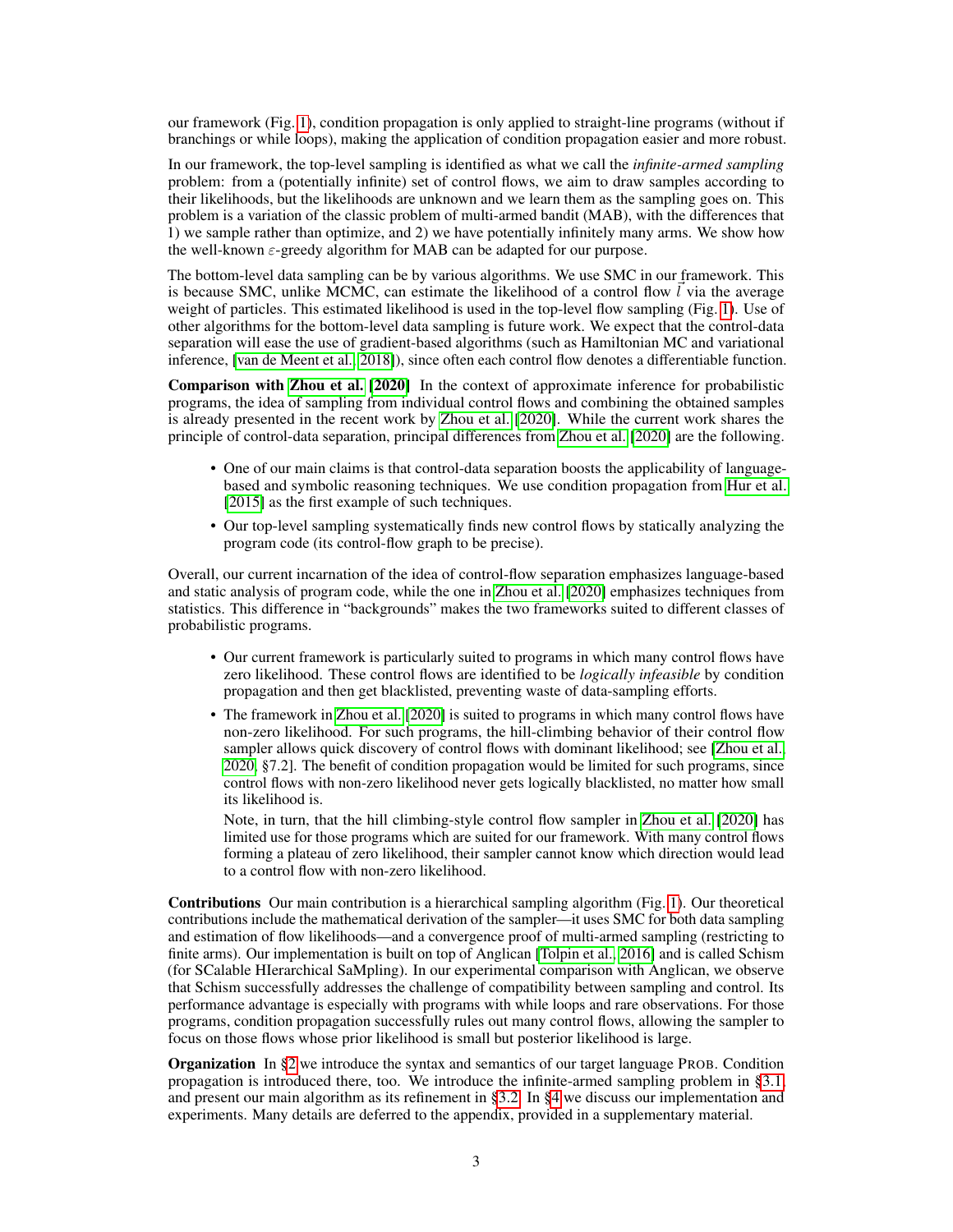our framework (Fig. 1), condition propagation is only applied to straight-line programs (without if branchings or while loops), making the application of condition propagation easier and more robust.

In our framework, the top-level sampling is identified as what we call the *infinite-armed sampling* problem: from a (potentially infinite) set of control flows, we aim to draw samples according to their likelihoods, but the likelihoods are unknown and we learn them as the sampling goes on. This problem is a variation of the classic problem of multi-armed bandit (MAB), with the differences that 1) we sample rather than optimize, and 2) we have potentially infinitely many arms. We show how the well-known $\varepsilon$-greedy algorithm for MAB can be adapted for our purpose.

The bottom-level data sampling can be by various algorithms. We use SMC in our framework. This is because SMC, unlike MCMC, can estimate the likelihood of a control flow $\vec{l}$ via the average weight of particles. This estimated likelihood is used in the top-level flow sampling (Fig. 1). Use of other algorithms for the bottom-level data sampling is future work. We expect that the control-data separation will ease the use of gradient-based algorithms (such as Hamiltonian MC and variational inference, [van de Meent et al., 2018]), since often each control flow denotes a differentiable function.

**Comparison with Zhou et al. [2020]** In the context of approximate inference for probabilistic programs, the idea of sampling from individual control flows and combining the obtained samples is already presented in the recent work by Zhou et al. [2020]. While the current work shares the principle of control-data separation, principal differences from Zhou et al. [2020] are the following.

- One of our main claims is that control-data separation boosts the applicability of language-based and symbolic reasoning techniques. We use condition propagation from Hur et al. [2015] as the first example of such techniques.
- Our top-level sampling systematically finds new control flows by statically analyzing the program code (its control-flow graph to be precise).

Overall, our current incarnation of the idea of control-flow separation emphasizes language-based and static analysis of program code, while the one in Zhou et al. [2020] emphasizes techniques from statistics. This difference in "backgrounds" makes the two frameworks suited to different classes of probabilistic programs.

- Our current framework is particularly suited to programs in which many control flows have zero likelihood. These control flows are identified to be *logically infeasible* by condition propagation and then get blacklisted, preventing waste of data-sampling efforts.
- The framework in Zhou et al. [2020] is suited to programs in which many control flows have non-zero likelihood. For such programs, the hill-climbing behavior of their control flow sampler allows quick discovery of control flows with dominant likelihood; see [Zhou et al., 2020, §7.2]. The benefit of condition propagation would be limited for such programs, since control flows with non-zero likelihood never gets logically blacklisted, no matter how small its likelihood is.

  Note, in turn, that the hill climbing-style control flow sampler in Zhou et al. [2020] has limited use for those programs which are suited for our framework. With many control flows forming a plateau of zero likelihood, their sampler cannot know which direction would lead to a control flow with non-zero likelihood.

**Contributions** Our main contribution is a hierarchical sampling algorithm (Fig. 1). Our theoretical contributions include the mathematical derivation of the sampler—it uses SMC for both data sampling and estimation of flow likelihoods—and a convergence proof of multi-armed sampling (restricting to finite arms). Our implementation is built on top of Anglican [Tolpin et al., 2016] and is called Schism (for SCalable HIerarchical SaMpling). In our experimental comparison with Anglican, we observe that Schism successfully addresses the challenge of compatibility between sampling and control. Its performance advantage is especially with programs with while loops and rare observations. For those programs, condition propagation successfully rules out many control flows, allowing the sampler to focus on those flows whose prior likelihood is small but posterior likelihood is large.

**Organization** In §2 we introduce the syntax and semantics of our target language PROB. Condition propagation is introduced there, too. We introduce the infinite-armed sampling problem in §3.1, and present our main algorithm as its refinement in §3.2. In §4 we discuss our implementation and experiments. Many details are deferred to the appendix, provided in a supplementary material.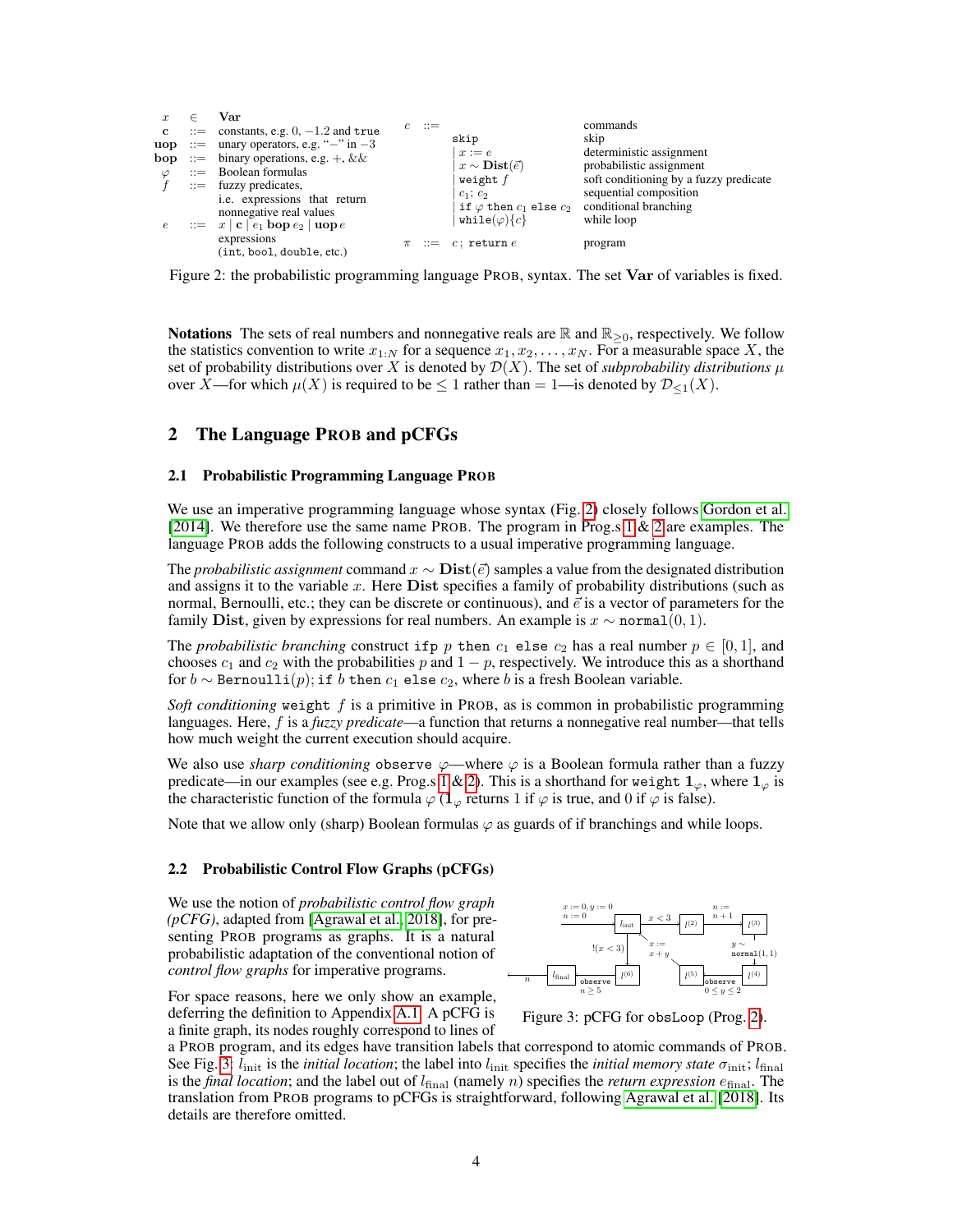| | | | | | | |
|---|---|---|---|---|---|---|
| $x$ | $\in$ | **Var** | $c$ | ::= | | commands |
| **c** | ::= | constants, e.g. $0$, $-1.2$ and `true` | | | `skip` | skip |
| **uop** | ::= | unary operators, e.g. "$-$" in $-3$ | | | $\mid$ $x := e$ | deterministic assignment |
| **bop** | ::= | binary operations, e.g. $+$, && | | | $\mid$ $x \sim \mathbf{Dist}(\vec{e})$ | probabilistic assignment |
| $\varphi$ | ::= | Boolean formulas | | | $\mid$ `weight` $f$ | soft conditioning by a fuzzy predicate |
| $f$ | ::= | fuzzy predicates, i.e. expressions that return nonnegative real values | | | $\mid$ $c_1$; $c_2$ | sequential composition |
| $e$ | ::= | $x \mid \mathbf{c} \mid e_1\ \mathbf{bop}\ e_2 \mid \mathbf{uop}\ e$ expressions (`int`, `bool`, `double`, etc.) | | | $\mid$ `if` $\varphi$ `then` $c_1$ `else` $c_2$ | conditional branching |
| | | | | | $\mid$ `while`$(\varphi)\{c\}$ | while loop |
| | | | $\pi$ | ::= | $c$; `return` $e$ | program |

Figure 2: the probabilistic programming language PROB, syntax. The set **Var** of variables is fixed.

**Notations** The sets of real numbers and nonnegative reals are $\mathbb{R}$ and $\mathbb{R}_{\geq 0}$, respectively. We follow the statistics convention to write $x_{1:N}$ for a sequence $x_1, x_2, \ldots, x_N$. For a measurable space $X$, the set of probability distributions over $X$ is denoted by $\mathcal{D}(X)$. The set of *subprobability distributions* $\mu$ over $X$—for which $\mu(X)$ is required to be $\leq 1$ rather than $= 1$—is denoted by $\mathcal{D}_{\leq 1}(X)$.

## 2 The Language PROB and pCFGs

### 2.1 Probabilistic Programming Language PROB

We use an imperative programming language whose syntax (Fig. 2) closely follows Gordon et al. [2014]. We therefore use the same name PROB. The program in Prog.s 1 & 2 are examples. The language PROB adds the following constructs to a usual imperative programming language.

The *probabilistic assignment* command $x \sim \mathbf{Dist}(\vec{e})$ samples a value from the designated distribution and assigns it to the variable $x$. Here **Dist** specifies a family of probability distributions (such as normal, Bernoulli, etc.; they can be discrete or continuous), and $\vec{e}$ is a vector of parameters for the family **Dist**, given by expressions for real numbers. An example is $x \sim$ `normal`$(0, 1)$.

The *probabilistic branching* construct `ifp` $p$ `then` $c_1$ `else` $c_2$ has a real number $p \in [0, 1]$, and chooses $c_1$ and $c_2$ with the probabilities $p$ and $1 - p$, respectively. We introduce this as a shorthand for $b \sim$ `Bernoulli`$(p)$; `if` $b$ `then` $c_1$ `else` $c_2$, where $b$ is a fresh Boolean variable.

*Soft conditioning* `weight` $f$ is a primitive in PROB, as is common in probabilistic programming languages. Here, $f$ is a *fuzzy predicate*—a function that returns a nonnegative real number—that tells how much weight the current execution should acquire.

We also use *sharp conditioning* `observe` $\varphi$—where $\varphi$ is a Boolean formula rather than a fuzzy predicate—in our examples (see e.g. Prog.s 1 & 2). This is a shorthand for `weight` $\mathbf{1}_\varphi$, where $\mathbf{1}_\varphi$ is the characteristic function of the formula $\varphi$ ($\mathbf{1}_\varphi$ returns 1 if $\varphi$ is true, and 0 if $\varphi$ is false).

Note that we allow only (sharp) Boolean formulas $\varphi$ as guards of if branchings and while loops.

### 2.2 Probabilistic Control Flow Graphs (pCFGs)

We use the notion of *probabilistic control flow graph (pCFG)*, adapted from [Agrawal et al., 2018], for presenting PROB programs as graphs. It is a natural probabilistic adaptation of the conventional notion of *control flow graphs* for imperative programs.

Figure 3: pCFG for `obsLoop` (Prog. 2).

For space reasons, here we only show an example, deferring the definition to Appendix A.1. A pCFG is a finite graph, its nodes roughly correspond to lines of a PROB program, and its edges have transition labels that correspond to atomic commands of PROB. See Fig. 3: $l_{\text{init}}$ is the *initial location*; the label into $l_{\text{init}}$ specifies the *initial memory state* $\sigma_{\text{init}}$; $l_{\text{final}}$ is the *final location*; and the label out of $l_{\text{final}}$ (namely $n$) specifies the *return expression* $e_{\text{final}}$. The translation from PROB programs to pCFGs is straightforward, following Agrawal et al. [2018]. Its details are therefore omitted.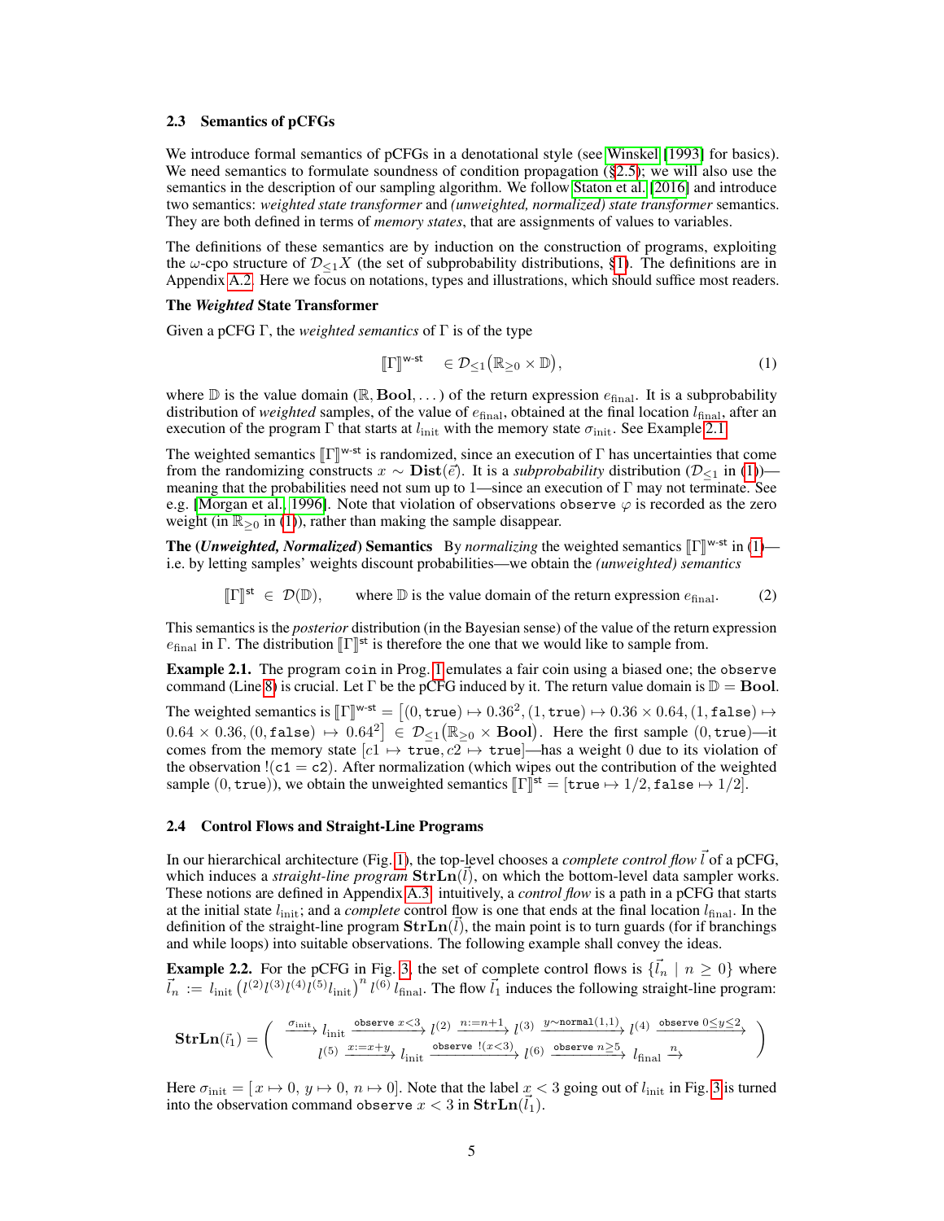### 2.3 Semantics of pCFGs

We introduce formal semantics of pCFGs in a denotational style (see Winskel [1993] for basics). We need semantics to formulate soundness of condition propagation (§2.5); we will also use the semantics in the description of our sampling algorithm. We follow Staton et al. [2016] and introduce two semantics: *weighted state transformer* and *(unweighted, normalized) state transformer* semantics. They are both defined in terms of *memory states*, that are assignments of values to variables.

The definitions of these semantics are by induction on the construction of programs, exploiting the $\omega$-cpo structure of $\mathcal{D}_{\leq 1}X$ (the set of subprobability distributions, §1). The definitions are in Appendix A.2. Here we focus on notations, types and illustrations, which should suffice most readers.

**The *Weighted* State Transformer**

Given a pCFG $\Gamma$, the *weighted semantics* of $\Gamma$ is of the type

$$[\![\Gamma]\!]^{\mathsf{w\text{-}st}} \quad \in \mathcal{D}_{\leq 1}\big(\mathbb{R}_{\geq 0} \times \mathbb{D}\big), \tag{1}$$

where $\mathbb{D}$ is the value domain ($\mathbb{R}$, $\mathbf{Bool}, \dots$) of the return expression $e_{\mathrm{final}}$. It is a subprobability distribution of *weighted* samples, of the value of $e_{\mathrm{final}}$, obtained at the final location $l_{\mathrm{final}}$, after an execution of the program $\Gamma$ that starts at $l_{\mathrm{init}}$ with the memory state $\sigma_{\mathrm{init}}$. See Example 2.1.

The weighted semantics $[\![\Gamma]\!]^{\mathsf{w\text{-}st}}$ is randomized, since an execution of $\Gamma$ has uncertainties that come from the randomizing constructs $x \sim \mathbf{Dist}(\vec{e})$. It is a *subprobability* distribution ($\mathcal{D}_{\leq 1}$ in (1))—meaning that the probabilities need not sum up to 1—since an execution of $\Gamma$ may not terminate. See e.g. [Morgan et al., 1996]. Note that violation of observations `observe` $\varphi$ is recorded as the zero weight (in $\mathbb{R}_{\geq 0}$ in (1)), rather than making the sample disappear.

**The (*Unweighted, Normalized*) Semantics** By *normalizing* the weighted semantics $[\![\Gamma]\!]^{\mathsf{w\text{-}st}}$ in (1)—i.e. by letting samples' weights discount probabilities—we obtain the *(unweighted) semantics*

$$[\![\Gamma]\!]^{\mathsf{st}} \;\in\; \mathcal{D}(\mathbb{D}), \qquad \text{where } \mathbb{D} \text{ is the value domain of the return expression } e_{\mathrm{final}}. \tag{2}$$

This semantics is the *posterior* distribution (in the Bayesian sense) of the value of the return expression $e_{\mathrm{final}}$ in $\Gamma$. The distribution $[\![\Gamma]\!]^{\mathsf{st}}$ is therefore the one that we would like to sample from.

**Example 2.1.** The program `coin` in Prog. 1 emulates a fair coin using a biased one; the `observe` command (Line 8) is crucial. Let $\Gamma$ be the pCFG induced by it. The return value domain is $\mathbb{D} = \mathbf{Bool}$.

The weighted semantics is $[\![\Gamma]\!]^{\mathsf{w\text{-}st}} = \big[(0, \mathtt{true}) \mapsto 0.36^2, (1, \mathtt{true}) \mapsto 0.36 \times 0.64, (1, \mathtt{false}) \mapsto 0.64 \times 0.36, (0, \mathtt{false}) \mapsto 0.64^2\big] \in \mathcal{D}_{\leq 1}\big(\mathbb{R}_{\geq 0} \times \mathbf{Bool}\big)$. Here the first sample $(0, \mathtt{true})$—it comes from the memory state $[c1 \mapsto \mathtt{true}, c2 \mapsto \mathtt{true}]$—has a weight 0 due to its violation of the observation $!(\mathtt{c1} = \mathtt{c2})$. After normalization (which wipes out the contribution of the weighted sample $(0, \mathtt{true})$), we obtain the unweighted semantics $[\![\Gamma]\!]^{\mathsf{st}} = [\mathtt{true} \mapsto 1/2, \mathtt{false} \mapsto 1/2]$.

### 2.4 Control Flows and Straight-Line Programs

In our hierarchical architecture (Fig. 1), the top-level chooses a *complete control flow* $\vec{l}$ of a pCFG, which induces a *straight-line program* $\mathbf{StrLn}(\vec{l})$, on which the bottom-level data sampler works. These notions are defined in Appendix A.3; intuitively, a *control flow* is a path in a pCFG that starts at the initial state $l_{\mathrm{init}}$; and a *complete* control flow is one that ends at the final location $l_{\mathrm{final}}$. In the definition of the straight-line program $\mathbf{StrLn}(\vec{l})$, the main point is to turn guards (for if branchings and while loops) into suitable observations. The following example shall convey the ideas.

**Example 2.2.** For the pCFG in Fig. 3, the set of complete control flows is $\{\vec{l}_n \mid n \geq 0\}$ where $\vec{l}_n := l_{\mathrm{init}}\,\big(l^{(2)} l^{(3)} l^{(4)} l^{(5)} l_{\mathrm{init}}\big)^n\, l^{(6)}\, l_{\mathrm{final}}$. The flow $\vec{l}_1$ induces the following straight-line program:

$$\mathbf{StrLn}(\vec{l}_1) = \left( \begin{array}{l} \xrightarrow{\sigma_{\mathrm{init}}} l_{\mathrm{init}} \xrightarrow{\mathtt{observe}\ x<3} l^{(2)} \xrightarrow{n:=n+1} l^{(3)} \xrightarrow{y \sim \mathtt{normal}(1,1)} l^{(4)} \xrightarrow{\mathtt{observe}\ 0 \leq y \leq 2} \\ \quad l^{(5)} \xrightarrow{x:=x+y} l_{\mathrm{init}} \xrightarrow{\mathtt{observe}\ !(x<3)} l^{(6)} \xrightarrow{\mathtt{observe}\ n \geq 5} l_{\mathrm{final}} \xrightarrow{n} \end{array} \right)$$

Here $\sigma_{\mathrm{init}} = [x \mapsto 0,\, y \mapsto 0,\, n \mapsto 0]$. Note that the label $x < 3$ going out of $l_{\mathrm{init}}$ in Fig. 3 is turned into the observation command `observe` $x < 3$ in $\mathbf{StrLn}(\vec{l}_1)$.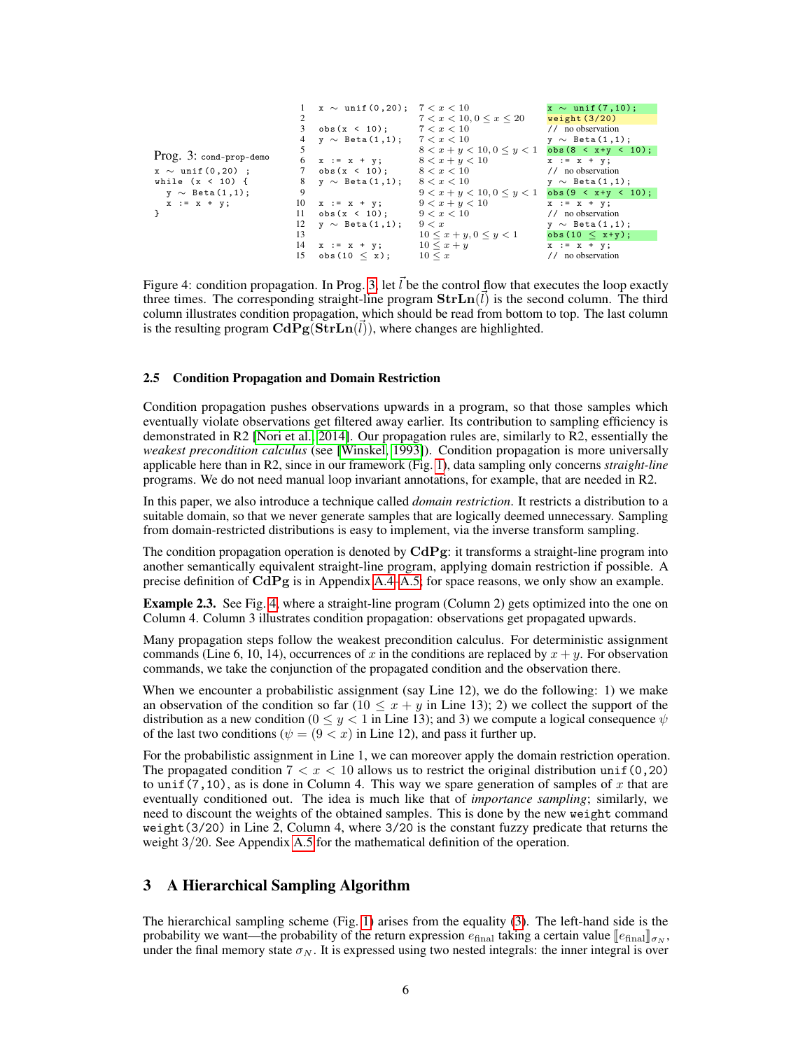Prog. 3: `cond-prop-demo`

```
x ~ unif(0,20) ;
while (x < 10) {
  y ~ Beta(1,1);
  x := x + y;
}
```

| | Straight-line program | Condition propagation | Result |
|---|---|---|---|
| 1 | `x ~ unif(0,20);` | $7 < x < 10$ | `x ~ unif(7,10);` |
| 2 | | $7 < x < 10, 0 \le x \le 20$ | `weight(3/20)` |
| 3 | `obs(x < 10);` | $7 < x < 10$ | `// no observation` |
| 4 | `y ~ Beta(1,1);` | $7 < x < 10$ | `y ~ Beta(1,1);` |
| 5 | | $8 < x+y < 10, 0 \le y < 1$ | `obs(8 < x+y < 10);` |
| 6 | `x := x + y;` | $8 < x+y < 10$ | `x := x + y;` |
| 7 | `obs(x < 10);` | $8 < x < 10$ | `// no observation` |
| 8 | `y ~ Beta(1,1);` | $8 < x < 10$ | `y ~ Beta(1,1);` |
| 9 | | $9 < x+y < 10, 0 \le y < 1$ | `obs(9 < x+y < 10);` |
| 10 | `x := x + y;` | $9 < x+y < 10$ | `x := x + y;` |
| 11 | `obs(x < 10);` | $9 < x < 10$ | `// no observation` |
| 12 | `y ~ Beta(1,1);` | $9 < x$ | `y ~ Beta(1,1);` |
| 13 | | $10 \le x+y, 0 \le y < 1$ | `obs(10 ≤ x+y);` |
| 14 | `x := x + y;` | $10 \le x+y$ | `x := x + y;` |
| 15 | `obs(10 ≤ x);` | $10 \le x$ | `// no observation` |

Figure 4: condition propagation. In Prog. 3, let $\vec{l}$ be the control flow that executes the loop exactly three times. The corresponding straight-line program $\mathbf{StrLn}(\vec{l})$ is the second column. The third column illustrates condition propagation, which should be read from bottom to top. The last column is the resulting program $\mathbf{CdPg}(\mathbf{StrLn}(\vec{l}))$, where changes are highlighted.

### 2.5 Condition Propagation and Domain Restriction

Condition propagation pushes observations upwards in a program, so that those samples which eventually violate observations get filtered away earlier. Its contribution to sampling efficiency is demonstrated in R2 [Nori et al., 2014]. Our propagation rules are, similarly to R2, essentially the *weakest precondition calculus* (see [Winskel, 1993]). Condition propagation is more universally applicable here than in R2, since in our framework (Fig. 1), data sampling only concerns *straight-line* programs. We do not need manual loop invariant annotations, for example, that are needed in R2.

In this paper, we also introduce a technique called *domain restriction*. It restricts a distribution to a suitable domain, so that we never generate samples that are logically deemed unnecessary. Sampling from domain-restricted distributions is easy to implement, via the inverse transform sampling.

The condition propagation operation is denoted by $\mathbf{CdPg}$: it transforms a straight-line program into another semantically equivalent straight-line program, applying domain restriction if possible. A precise definition of $\mathbf{CdPg}$ is in Appendix A.4–A.5; for space reasons, we only show an example.

**Example 2.3.** See Fig. 4, where a straight-line program (Column 2) gets optimized into the one on Column 4. Column 3 illustrates condition propagation: observations get propagated upwards.

Many propagation steps follow the weakest precondition calculus. For deterministic assignment commands (Line 6, 10, 14), occurrences of $x$ in the conditions are replaced by $x + y$. For observation commands, we take the conjunction of the propagated condition and the observation there.

When we encounter a probabilistic assignment (say Line 12), we do the following: 1) we make an observation of the condition so far ($10 \le x + y$ in Line 13); 2) we collect the support of the distribution as a new condition ($0 \le y < 1$ in Line 13); and 3) we compute a logical consequence $\psi$ of the last two conditions ($\psi = (9 < x)$ in Line 12), and pass it further up.

For the probabilistic assignment in Line 1, we can moreover apply the domain restriction operation. The propagated condition $7 < x < 10$ allows us to restrict the original distribution `unif(0,20)` to `unif(7,10)`, as is done in Column 4. This way we spare generation of samples of $x$ that are eventually conditioned out. The idea is much like that of *importance sampling*; similarly, we need to discount the weights of the obtained samples. This is done by the new `weight` command `weight(3/20)` in Line 2, Column 4, where `3/20` is the constant fuzzy predicate that returns the weight $3/20$. See Appendix A.5 for the mathematical definition of the operation.

## 3 A Hierarchical Sampling Algorithm

The hierarchical sampling scheme (Fig. 1) arises from the equality (3). The left-hand side is the probability we want—the probability of the return expression $e_{\mathrm{final}}$ taking a certain value $[\![e_{\mathrm{final}}]\!]_{\sigma_N}$, under the final memory state $\sigma_N$. It is expressed using two nested integrals: the inner integral is over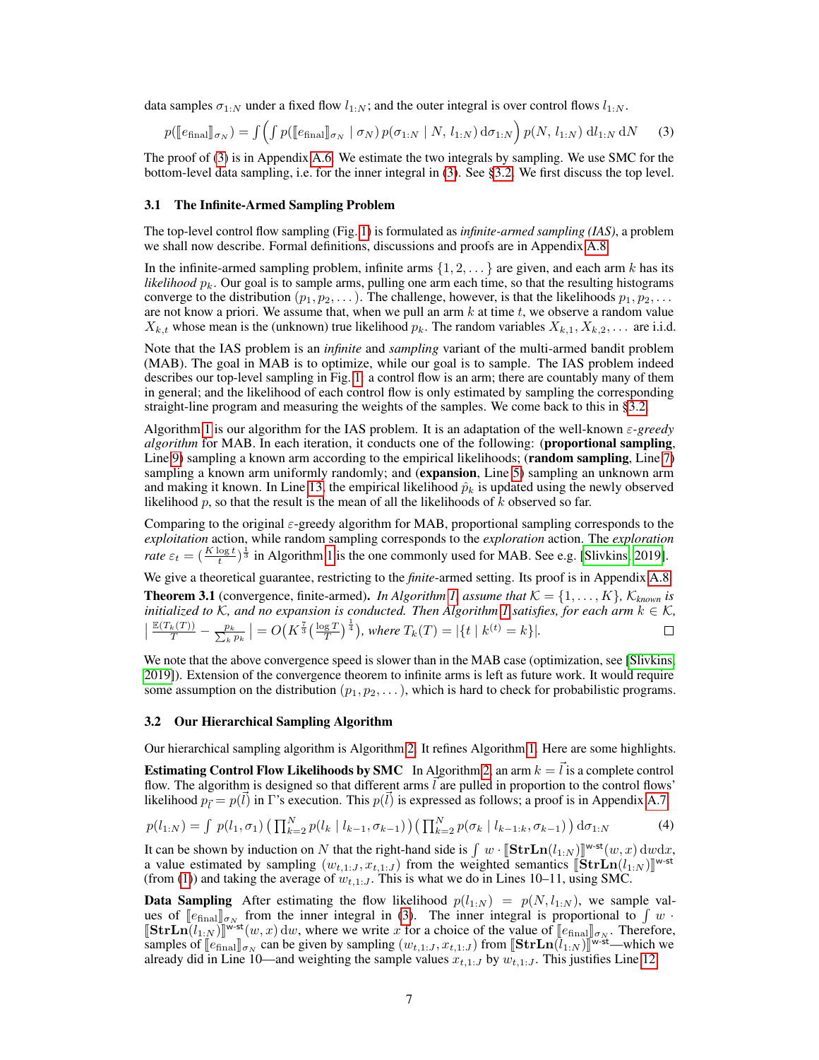data samples $\sigma_{1:N}$ under a fixed flow $l_{1:N}$; and the outer integral is over control flows $l_{1:N}$.

$$p(\llbracket e_{\text{final}} \rrbracket_{\sigma_N}) = \int \Big( \int p(\llbracket e_{\text{final}} \rrbracket_{\sigma_N} \mid \sigma_N)\, p(\sigma_{1:N} \mid N,\, l_{1:N})\, \mathrm{d}\sigma_{1:N} \Big)\, p(N,\, l_{1:N})\, \mathrm{d}l_{1:N}\, \mathrm{d}N \tag{3}$$

The proof of (3) is in Appendix A.6. We estimate the two integrals by sampling. We use SMC for the bottom-level data sampling, i.e. for the inner integral in (3). See §3.2. We first discuss the top level.

### 3.1 The Infinite-Armed Sampling Problem

The top-level control flow sampling (Fig. 1) is formulated as *infinite-armed sampling (IAS)*, a problem we shall now describe. Formal definitions, discussions and proofs are in Appendix A.8.

In the infinite-armed sampling problem, infinite arms $\{1, 2, \dots\}$ are given, and each arm $k$ has its *likelihood* $p_k$. Our goal is to sample arms, pulling one arm each time, so that the resulting histograms converge to the distribution $(p_1, p_2, \dots)$. The challenge, however, is that the likelihoods $p_1, p_2, \dots$ are not know a priori. We assume that, when we pull an arm $k$ at time $t$, we observe a random value $X_{k,t}$ whose mean is the (unknown) true likelihood $p_k$. The random variables $X_{k,1}, X_{k,2}, \dots$ are i.i.d.

Note that the IAS problem is an *infinite* and *sampling* variant of the multi-armed bandit problem (MAB). The goal in MAB is to optimize, while our goal is to sample. The IAS problem indeed describes our top-level sampling in Fig. 1: a control flow is an arm; there are countably many of them in general; and the likelihood of each control flow is only estimated by sampling the corresponding straight-line program and measuring the weights of the samples. We come back to this in §3.2.

Algorithm 1 is our algorithm for the IAS problem. It is an adaptation of the well-known *ε-greedy algorithm* for MAB. In each iteration, it conducts one of the following: (**proportional sampling**, Line 9) sampling a known arm according to the empirical likelihoods; (**random sampling**, Line 7) sampling a known arm uniformly randomly; and (**expansion**, Line 5) sampling an unknown arm and making it known. In Line 13, the empirical likelihood $\hat{p}_k$ is updated using the newly observed likelihood $p$, so that the result is the mean of all the likelihoods of $k$ observed so far.

Comparing to the original ε-greedy algorithm for MAB, proportional sampling corresponds to the *exploitation* action, while random sampling corresponds to the *exploration* action. The *exploration rate* $\varepsilon_t = (\frac{K \log t}{t})^{\frac{1}{3}}$ in Algorithm 1 is the one commonly used for MAB. See e.g. [Slivkins, 2019].

We give a theoretical guarantee, restricting to the *finite*-armed setting. Its proof is in Appendix A.8.

**Theorem 3.1** (convergence, finite-armed). *In Algorithm 1, assume that $\mathcal{K} = \{1, \dots, K\}$, $\mathcal{K}_{known}$ is initialized to $\mathcal{K}$, and no expansion is conducted. Then Algorithm 1 satisfies, for each arm $k \in \mathcal{K}$,* $\Big| \frac{\mathbb{E}(T_k(T))}{T} - \frac{p_k}{\sum_k p_k} \Big| = O\big(K^{\frac{7}{3}} \big(\frac{\log T}{T}\big)^{\frac{1}{4}}\big)$, *where* $T_k(T) = |\{t \mid k^{(t)} = k\}|$. □

We note that the above convergence speed is slower than in the MAB case (optimization, see [Slivkins, 2019]). Extension of the convergence theorem to infinite arms is left as future work. It would require some assumption on the distribution $(p_1, p_2, \dots)$, which is hard to check for probabilistic programs.

### 3.2 Our Hierarchical Sampling Algorithm

Our hierarchical sampling algorithm is Algorithm 2. It refines Algorithm 1. Here are some highlights.

**Estimating Control Flow Likelihoods by SMC** In Algorithm 2, an arm $k = \vec{l}$ is a complete control flow. The algorithm is designed so that different arms $\vec{l}$ are pulled in proportion to the control flows' likelihood $p_{\vec{l}} = p(\vec{l})$ in Γ's execution. This $p(\vec{l})$ is expressed as follows; a proof is in Appendix A.7.

$$p(l_{1:N}) = \int\, p(l_1, \sigma_1) \left( \prod_{k=2}^{N} p(l_k \mid l_{k-1}, \sigma_{k-1}) \right) \left( \prod_{k=2}^{N} p(\sigma_k \mid l_{k-1:k}, \sigma_{k-1}) \right) \mathrm{d}\sigma_{1:N} \tag{4}$$

It can be shown by induction on $N$ that the right-hand side is $\int\, w \cdot \llbracket \mathbf{StrLn}(l_{1:N}) \rrbracket^{\text{w-st}}(w, x)\, \mathrm{d}w \mathrm{d}x$, a value estimated by sampling $(w_{t,1:J}, x_{t,1:J})$ from the weighted semantics $\llbracket \mathbf{StrLn}(l_{1:N}) \rrbracket^{\text{w-st}}$ (from (1)) and taking the average of $w_{t,1:J}$. This is what we do in Lines 10–11, using SMC.

**Data Sampling** After estimating the flow likelihood $p(l_{1:N}) = p(N, l_{1:N})$, we sample values of $\llbracket e_{\text{final}} \rrbracket_{\sigma_N}$ from the inner integral in (3). The inner integral is proportional to $\int\, w \cdot \llbracket \mathbf{StrLn}(l_{1:N}) \rrbracket^{\text{w-st}}(w, x)\, \mathrm{d}w$, where we write $x$ for a choice of the value of $\llbracket e_{\text{final}} \rrbracket_{\sigma_N}$. Therefore, samples of $\llbracket e_{\text{final}} \rrbracket_{\sigma_N}$ can be given by sampling $(w_{t,1:J}, x_{t,1:J})$ from $\llbracket \mathbf{StrLn}(l_{1:N}) \rrbracket^{\text{w-st}}$—which we already did in Line 10—and weighting the sample values $x_{t,1:J}$ by $w_{t,1:J}$. This justifies Line 12.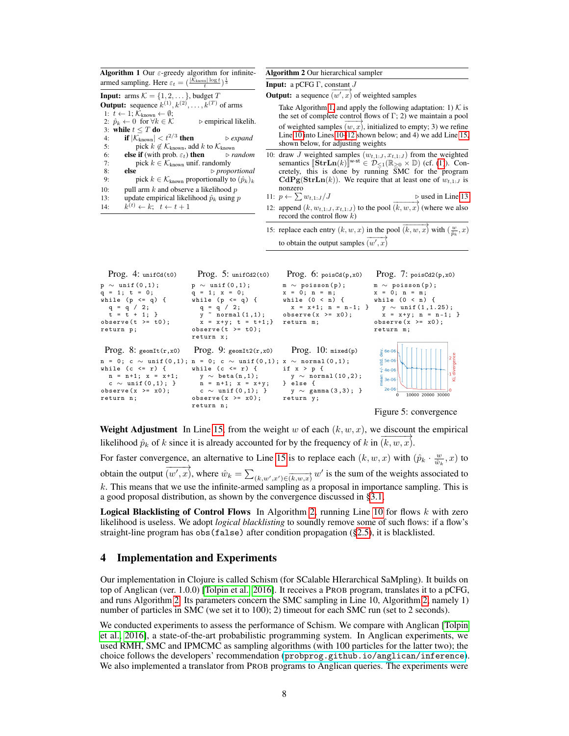**Algorithm 1** Our $\varepsilon$-greedy algorithm for infinite-armed sampling. Here $\varepsilon_t = \left(\frac{|\mathcal{K}_{\mathrm{known}}| \log t}{t}\right)^{\frac{1}{3}}$

**Input:** arms $\mathcal{K} = \{1, 2, \dots\}$, budget $T$
**Output:** sequence $k^{(1)}, k^{(2)}, \dots, k^{(T)}$ of arms

```
1:  t ← 1; K_known ← ∅;
2:  p̂_k ← 0 for ∀k ∈ K                    ▷ empirical likelih.
3:  while t ≤ T do
4:      if |K_known| < t^{2/3} then          ▷ expand
5:          pick k ∉ K_known, add k to K_known
6:      else if (with prob. ε_t) then        ▷ random
7:          pick k ∈ K_known unif. randomly
8:      else                                  ▷ proportional
9:          pick k ∈ K_known proportionally to (p̂_k)_k
10:     pull arm k and observe a likelihood p
13:     update empirical likelihood p̂_k using p
14:     k^(t) ← k;  t ← t + 1
```

**Algorithm 2** Our hierarchical sampler

**Input:** a pCFG $\Gamma$, constant $J$
**Output:** a sequence $\overrightarrow{(w', x)}$ of weighted samples

Take Algorithm 1 and apply the following adaptation: 1) $\mathcal{K}$ is the set of complete control flows of $\Gamma$; 2) we maintain a pool of weighted samples $\overrightarrow{(w, x)}$, initialized to empty; 3) we refine Line 10 into Lines 10–12 shown below; and 4) we add Line 15, shown below, for adjusting weights

10: draw $J$ weighted samples $(w_{t,1:J}, x_{t,1:J})$ from the weighted semantics $[\![\mathbf{StrLn}(k)]\!]^{\text{w-st}} \in \mathcal{D}_{\leq 1}(\mathbb{R}_{\geq 0} \times \mathbb{D})$ (cf. (1)). Concretely, this is done by running SMC for the program $\mathbf{CdPg}(\mathbf{StrLn}(k))$. We require that at least one of $w_{t,1:J}$ is nonzero

11: $p \leftarrow \sum w_{t,1:J}/J$ ▷ used in Line 13

12: append $(k, w_{t,1:J}, x_{t,1:J})$ to the pool $\overrightarrow{(k, w, x)}$ (where we also record the control flow $k$)

15: replace each entry $(k, w, x)$ in the pool $\overrightarrow{(k, w, x)}$ with $(\frac{w}{\hat{p}_k}, x)$ to obtain the output samples $\overrightarrow{(w', x)}$

Prog. 4: `unifCd(t0)`
```
p ~ unif(0,1);
q = 1; t = 0;
while (p <= q) {
  q = q / 2;
  t = t + 1; }
observe(t >= t0);
return p;
```

Prog. 5: `unifCd2(t0)`
```
p ~ unif(0,1);
q = 1; x = 0;
while (p <= q) {
  q = q / 2;
  y ~ normal(1,1);
  x = x+y; t = t+1;}
observe(t >= t0);
return x;
```

Prog. 6: `poisCd(p,x0)`
```
m ~ poisson(p);
x = 0; n = m;
while (0 < n) {
  x = x+1; n = n-1; }
observe(x >= x0);
return m;
```

Prog. 7: `poisCd2(p,x0)`
```
m ~ poisson(p);
x = 0; n = m;
while (0 < n) {
  y ~ unif(1,1.25);
  x = x+y; n = n-1; }
observe(x >= x0);
return m;
```

Prog. 8: `geomIt(r,x0)`
```
n = 0; c ~ unif(0,1);
while (c <= r) {
  n = n+1; x = x+1;
  c ~ unif(0,1); }
observe(x >= x0);
return n;
```

Prog. 9: `geomIt2(r,x0)`
```
n = 0; c ~ unif(0,1);
while (c <= r) {
  y ~ beta(n,1);
  n = n+1; x = x+y;
  c ~ unif(0,1); }
observe(x >= x0);
return n;
```

Prog. 10: `mixed(p)`
```
x ~ normal(0,1);
if x > p {
  y ~ normal(10,2);
} else {
  y ~ gamma(3,3); }
return y;
```

Figure 5: convergence

**Weight Adjustment** In Line 15, from the weight $w$ of each $(k, w, x)$, we discount the empirical likelihood $\hat{p}_k$ of $k$ since it is already accounted for by the frequency of $k$ in $\overrightarrow{(k, w, x)}$.

For faster convergence, an alternative to Line 15 is to replace each $(k, w, x)$ with $(\hat{p}_k \cdot \frac{w}{\hat{w}_k}, x)$ to obtain the output $\overrightarrow{(w', x)}$, where $\hat{w}_k = \sum_{(k,w',x') \in \overrightarrow{(k,w,x)}} w'$ is the sum of the weights associated to $k$. This means that we use the infinite-armed sampling as a proposal in importance sampling. This is a good proposal distribution, as shown by the convergence discussed in §3.1.

**Logical Blacklisting of Control Flows** In Algorithm 2, running Line 10 for flows $k$ with zero likelihood is useless. We adopt *logical blacklisting* to soundly remove some of such flows: if a flow's straight-line program has `obs(false)` after condition propagation (§2.5), it is blacklisted.

## 4 Implementation and Experiments

Our implementation in Clojure is called Schism (for SCalable HIerarchical SaMpling). It builds on top of Anglican (ver. 1.0.0) [Tolpin et al., 2016]. It receives a PROB program, translates it to a pCFG, and runs Algorithm 2. Its parameters concern the SMC sampling in Line 10, Algorithm 2, namely 1) number of particles in SMC (we set it to 100); 2) timeout for each SMC run (set to 2 seconds).

We conducted experiments to assess the performance of Schism. We compare with Anglican [Tolpin et al., 2016], a state-of-the-art probabilistic programming system. In Anglican experiments, we used RMH, SMC and IPMCMC as sampling algorithms (with 100 particles for the latter two); the choice follows the developers' recommendation (probprog.github.io/anglican/inference). We also implemented a translator from PROB programs to Anglican queries. The experiments were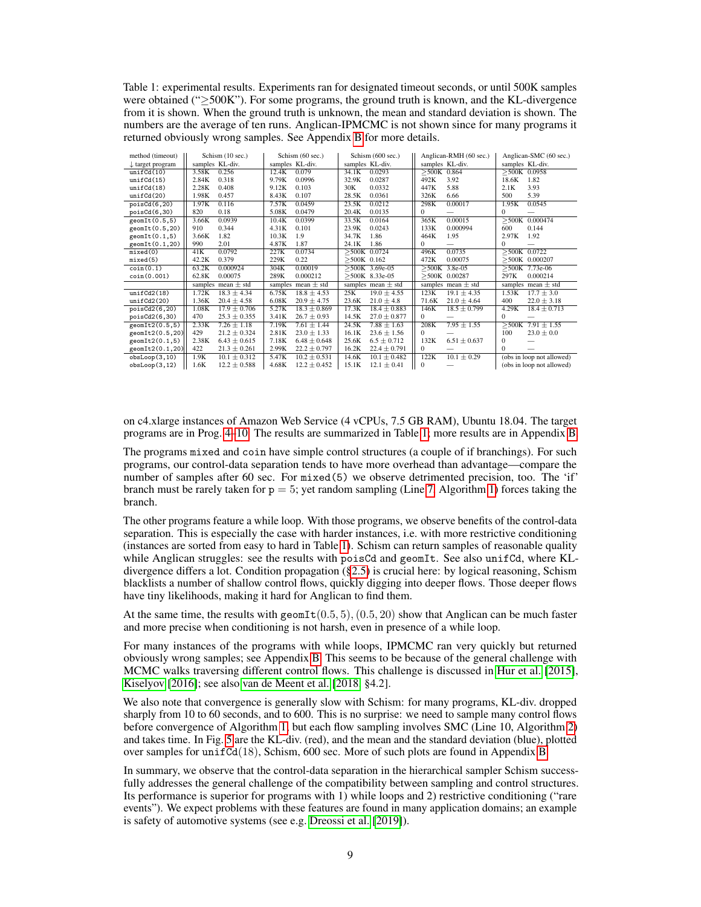Table 1: experimental results. Experiments ran for designated timeout seconds, or until 500K samples were obtained ("≥500K"). For some programs, the ground truth is known, and the KL-divergence from it is shown. When the ground truth is unknown, the mean and standard deviation is shown. The numbers are the average of ten runs. Anglican-IPMCMC is not shown since for many programs it returned obviously wrong samples. See Appendix B for more details.

| method (timeout) | Schism (10 sec.) | | Schism (60 sec.) | | Schism (600 sec.) | | Anglican-RMH (60 sec.) | | Anglican-SMC (60 sec.) | |
|---|---|---|---|---|---|---|---|---|---|---|
| ↓ target program | samples | KL-div. | samples | KL-div. | samples | KL-div. | samples | KL-div. | samples | KL-div. |
| `unifCd(10)` | 3.58K | 0.256 | 12.4K | 0.079 | 34.1K | 0.0293 | ≥500K | 0.864 | ≥500K | 0.0958 |
| `unifCd(15)` | 2.84K | 0.318 | 9.79K | 0.0996 | 32.9K | 0.0287 | 492K | 3.92 | 18.6K | 1.82 |
| `unifCd(18)` | 2.28K | 0.408 | 9.12K | 0.103 | 30K | 0.0332 | 447K | 5.88 | 2.1K | 3.93 |
| `unifCd(20)` | 1.98K | 0.457 | 8.43K | 0.107 | 28.5K | 0.0361 | 326K | 6.66 | 500 | 5.39 |
| `poisCd(6,20)` | 1.97K | 0.116 | 7.57K | 0.0459 | 23.5K | 0.0212 | 298K | 0.00017 | 1.95K | 0.0545 |
| `poisCd(6,30)` | 820 | 0.18 | 5.08K | 0.0479 | 20.4K | 0.0135 | 0 | — | 0 | — |
| `geomIt(0.5,5)` | 3.66K | 0.0939 | 10.4K | 0.0399 | 33.5K | 0.0164 | 365K | 0.00015 | ≥500K | 0.000474 |
| `geomIt(0.5,20)` | 910 | 0.344 | 4.31K | 0.101 | 23.9K | 0.0243 | 133K | 0.000994 | 600 | 0.144 |
| `geomIt(0.1,5)` | 3.66K | 1.82 | 10.3K | 1.9 | 34.7K | 1.86 | 464K | 1.95 | 2.97K | 1.92 |
| `geomIt(0.1,20)` | 990 | 2.01 | 4.87K | 1.87 | 24.1K | 1.86 | 0 | — | 0 | — |
| `mixed(0)` | 41K | 0.0792 | 227K | 0.0734 | ≥500K | 0.0724 | 496K | 0.0735 | ≥500K | 0.0722 |
| `mixed(5)` | 42.2K | 0.379 | 229K | 0.22 | ≥500K | 0.162 | 472K | 0.00075 | ≥500K | 0.000207 |
| `coin(0.1)` | 63.2K | 0.000924 | 304K | 0.00019 | ≥500K | 3.69e-05 | ≥500K | 3.8e-05 | ≥500K | 7.73e-06 |
| `coin(0.001)` | 62.8K | 0.00075 | 289K | 0.000212 | ≥500K | 8.33e-05 | ≥500K | 0.00287 | 297K | 0.000214 |
| | samples | mean ± std | samples | mean ± std | samples | mean ± std | samples | mean ± std | samples | mean ± std |
| `unifCd2(18)` | 1.72K | 18.3 ± 4.34 | 6.75K | 18.8 ± 4.53 | 25K | 19.0 ± 4.55 | 123K | 19.1 ± 4.35 | 1.53K | 17.7 ± 3.0 |
| `unifCd2(20)` | 1.36K | 20.4 ± 4.58 | 6.08K | 20.9 ± 4.75 | 23.6K | 21.0 ± 4.8 | 71.6K | 21.0 ± 4.64 | 400 | 22.0 ± 3.18 |
| `poisCd2(6,20)` | 1.08K | 17.9 ± 0.706 | 5.27K | 18.3 ± 0.869 | 17.3K | 18.4 ± 0.883 | 146K | 18.5 ± 0.799 | 4.29K | 18.4 ± 0.713 |
| `poisCd2(6,30)` | 470 | 25.3 ± 0.355 | 3.41K | 26.7 ± 0.93 | 14.5K | 27.0 ± 0.877 | 0 | — | 0 | — |
| `geomIt2(0.5,5)` | 2.33K | 7.26 ± 1.18 | 7.19K | 7.61 ± 1.44 | 24.5K | 7.88 ± 1.63 | 208K | 7.95 ± 1.55 | ≥500K | 7.91 ± 1.55 |
| `geomIt2(0.5,20)` | 429 | 21.2 ± 0.324 | 2.81K | 23.0 ± 1.33 | 16.1K | 23.6 ± 1.56 | 0 | — | 100 | 23.0 ± 0.0 |
| `geomIt2(0.1,5)` | 2.38K | 6.43 ± 0.615 | 7.18K | 6.48 ± 0.648 | 25.6K | 6.5 ± 0.712 | 132K | 6.51 ± 0.637 | 0 | — |
| `geomIt2(0.1,20)` | 422 | 21.3 ± 0.261 | 2.99K | 22.2 ± 0.797 | 16.2K | 22.4 ± 0.791 | 0 | — | 0 | — |
| `obsLoop(3,10)` | 1.9K | 10.1 ± 0.312 | 5.47K | 10.2 ± 0.531 | 14.6K | 10.1 ± 0.482 | 122K | 10.1 ± 0.29 | (obs in loop not allowed) | |
| `obsLoop(3,12)` | 1.6K | 12.2 ± 0.588 | 4.68K | 12.2 ± 0.452 | 15.1K | 12.1 ± 0.41 | 0 | — | (obs in loop not allowed) | |

on c4.xlarge instances of Amazon Web Service (4 vCPUs, 7.5 GB RAM), Ubuntu 18.04. The target programs are in Prog. 4–10. The results are summarized in Table 1; more results are in Appendix B.

The programs `mixed` and `coin` have simple control structures (a couple of if branchings). For such programs, our control-data separation tends to have more overhead than advantage—compare the number of samples after 60 sec. For `mixed(5)` we observe detrimented precision, too. The 'if' branch must be rarely taken for `p` = 5; yet random sampling (Line 7, Algorithm 1) forces taking the branch.

The other programs feature a while loop. With those programs, we observe benefits of the control-data separation. This is especially the case with harder instances, i.e. with more restrictive conditioning (instances are sorted from easy to hard in Table 1). Schism can return samples of reasonable quality while Anglican struggles: see the results with `poisCd` and `geomIt`. See also `unifCd`, where KL-divergence differs a lot. Condition propagation (§2.5) is crucial here: by logical reasoning, Schism blacklists a number of shallow control flows, quickly digging into deeper flows. Those deeper flows have tiny likelihoods, making it hard for Anglican to find them.

At the same time, the results with `geomIt`$(0.5, 5), (0.5, 20)$ show that Anglican can be much faster and more precise when conditioning is not harsh, even in presence of a while loop.

For many instances of the programs with while loops, IPMCMC ran very quickly but returned obviously wrong samples; see Appendix B. This seems to be because of the general challenge with MCMC walks traversing different control flows. This challenge is discussed in Hur et al. [2015], Kiselyov [2016]; see also van de Meent et al. [2018, §4.2].

We also note that convergence is generally slow with Schism: for many programs, KL-div. dropped sharply from 10 to 60 seconds, and to 600. This is no surprise: we need to sample many control flows before convergence of Algorithm 1, but each flow sampling involves SMC (Line 10, Algorithm 2) and takes time. In Fig. 5 are the KL-div. (red), and the mean and the standard deviation (blue), plotted over samples for `unifCd`(18), Schism, 600 sec. More of such plots are found in Appendix B.

In summary, we observe that the control-data separation in the hierarchical sampler Schism successfully addresses the general challenge of the compatibility between sampling and control structures. Its performance is superior for programs with 1) while loops and 2) restrictive conditioning ("rare events"). We expect problems with these features are found in many application domains; an example is safety of automotive systems (see e.g. Dreossi et al. [2019]).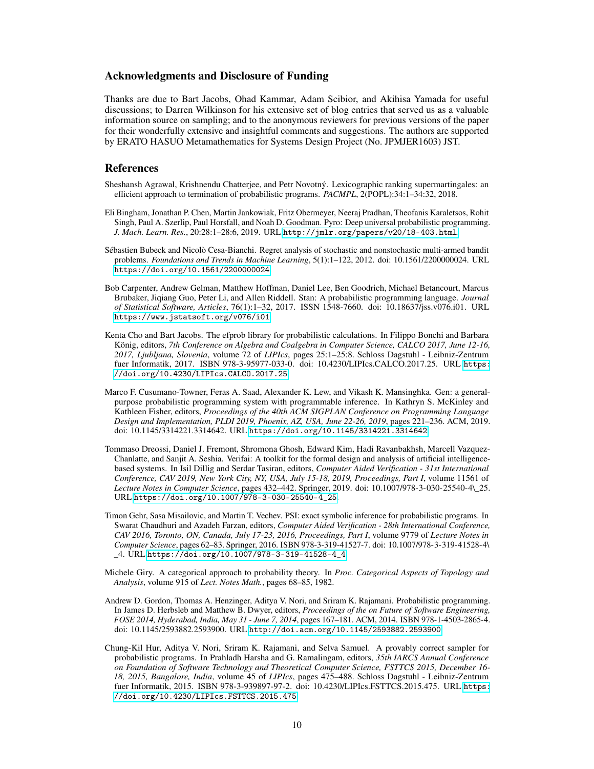## Acknowledgments and Disclosure of Funding

Thanks are due to Bart Jacobs, Ohad Kammar, Adam Scibior, and Akihisa Yamada for useful discussions; to Darren Wilkinson for his extensive set of blog entries that served us as a valuable information source on sampling; and to the anonymous reviewers for previous versions of the paper for their wonderfully extensive and insightful comments and suggestions. The authors are supported by ERATO HASUO Metamathematics for Systems Design Project (No. JPMJER1603) JST.

## References

Sheshansh Agrawal, Krishnendu Chatterjee, and Petr Novotný. Lexicographic ranking supermartingales: an efficient approach to termination of probabilistic programs. *PACMPL*, 2(POPL):34:1–34:32, 2018.

Eli Bingham, Jonathan P. Chen, Martin Jankowiak, Fritz Obermeyer, Neeraj Pradhan, Theofanis Karaletsos, Rohit Singh, Paul A. Szerlip, Paul Horsfall, and Noah D. Goodman. Pyro: Deep universal probabilistic programming. *J. Mach. Learn. Res.*, 20:28:1–28:6, 2019. URL http://jmlr.org/papers/v20/18-403.html.

Sébastien Bubeck and Nicolò Cesa-Bianchi. Regret analysis of stochastic and nonstochastic multi-armed bandit problems. *Foundations and Trends in Machine Learning*, 5(1):1–122, 2012. doi: 10.1561/2200000024. URL https://doi.org/10.1561/2200000024.

Bob Carpenter, Andrew Gelman, Matthew Hoffman, Daniel Lee, Ben Goodrich, Michael Betancourt, Marcus Brubaker, Jiqiang Guo, Peter Li, and Allen Riddell. Stan: A probabilistic programming language. *Journal of Statistical Software, Articles*, 76(1):1–32, 2017. ISSN 1548-7660. doi: 10.18637/jss.v076.i01. URL https://www.jstatsoft.org/v076/i01.

Kenta Cho and Bart Jacobs. The efprob library for probabilistic calculations. In Filippo Bonchi and Barbara König, editors, *7th Conference on Algebra and Coalgebra in Computer Science, CALCO 2017, June 12-16, 2017, Ljubljana, Slovenia*, volume 72 of *LIPIcs*, pages 25:1–25:8. Schloss Dagstuhl - Leibniz-Zentrum fuer Informatik, 2017. ISBN 978-3-95977-033-0. doi: 10.4230/LIPIcs.CALCO.2017.25. URL https://doi.org/10.4230/LIPIcs.CALCO.2017.25.

Marco F. Cusumano-Towner, Feras A. Saad, Alexander K. Lew, and Vikash K. Mansinghka. Gen: a general-purpose probabilistic programming system with programmable inference. In Kathryn S. McKinley and Kathleen Fisher, editors, *Proceedings of the 40th ACM SIGPLAN Conference on Programming Language Design and Implementation, PLDI 2019, Phoenix, AZ, USA, June 22-26, 2019*, pages 221–236. ACM, 2019. doi: 10.1145/3314221.3314642. URL https://doi.org/10.1145/3314221.3314642.

Tommaso Dreossi, Daniel J. Fremont, Shromona Ghosh, Edward Kim, Hadi Ravanbakhsh, Marcell Vazquez-Chanlatte, and Sanjit A. Seshia. Verifai: A toolkit for the formal design and analysis of artificial intelligence-based systems. In Isil Dillig and Serdar Tasiran, editors, *Computer Aided Verification - 31st International Conference, CAV 2019, New York City, NY, USA, July 15-18, 2019, Proceedings, Part I*, volume 11561 of *Lecture Notes in Computer Science*, pages 432–442. Springer, 2019. doi: 10.1007/978-3-030-25540-4\_25. URL https://doi.org/10.1007/978-3-030-25540-4_25.

Timon Gehr, Sasa Misailovic, and Martin T. Vechev. PSI: exact symbolic inference for probabilistic programs. In Swarat Chaudhuri and Azadeh Farzan, editors, *Computer Aided Verification - 28th International Conference, CAV 2016, Toronto, ON, Canada, July 17-23, 2016, Proceedings, Part I*, volume 9779 of *Lecture Notes in Computer Science*, pages 62–83. Springer, 2016. ISBN 978-3-319-41527-7. doi: 10.1007/978-3-319-41528-4\_4. URL https://doi.org/10.1007/978-3-319-41528-4_4.

Michele Giry. A categorical approach to probability theory. In *Proc. Categorical Aspects of Topology and Analysis*, volume 915 of *Lect. Notes Math.*, pages 68–85, 1982.

Andrew D. Gordon, Thomas A. Henzinger, Aditya V. Nori, and Sriram K. Rajamani. Probabilistic programming. In James D. Herbsleb and Matthew B. Dwyer, editors, *Proceedings of the on Future of Software Engineering, FOSE 2014, Hyderabad, India, May 31 - June 7, 2014*, pages 167–181. ACM, 2014. ISBN 978-1-4503-2865-4. doi: 10.1145/2593882.2593900. URL http://doi.acm.org/10.1145/2593882.2593900.

Chung-Kil Hur, Aditya V. Nori, Sriram K. Rajamani, and Selva Samuel. A provably correct sampler for probabilistic programs. In Prahladh Harsha and G. Ramalingam, editors, *35th IARCS Annual Conference on Foundation of Software Technology and Theoretical Computer Science, FSTTCS 2015, December 16-18, 2015, Bangalore, India*, volume 45 of *LIPIcs*, pages 475–488. Schloss Dagstuhl - Leibniz-Zentrum fuer Informatik, 2015. ISBN 978-3-939897-97-2. doi: 10.4230/LIPIcs.FSTTCS.2015.475. URL https://doi.org/10.4230/LIPIcs.FSTTCS.2015.475.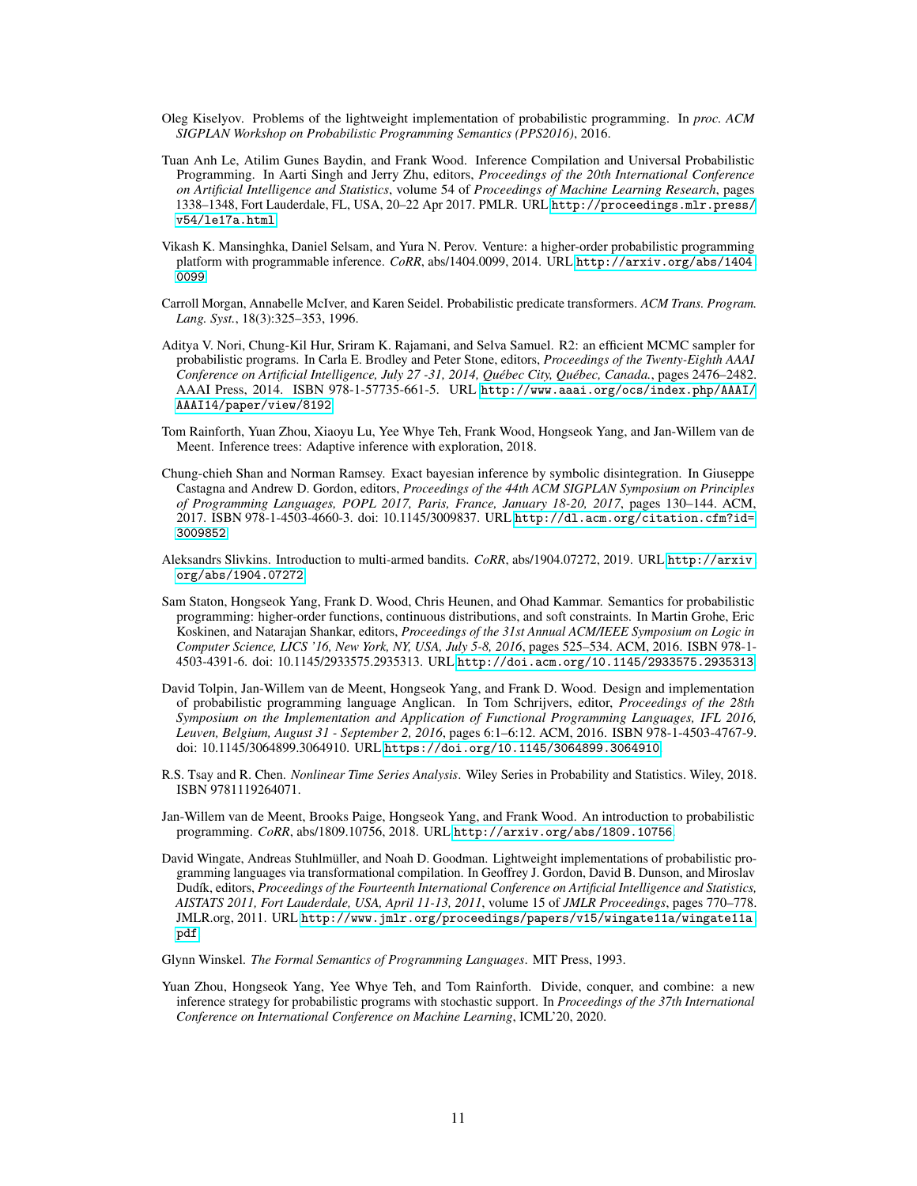Oleg Kiselyov. Problems of the lightweight implementation of probabilistic programming. In *proc. ACM SIGPLAN Workshop on Probabilistic Programming Semantics (PPS2016)*, 2016.

Tuan Anh Le, Atilim Gunes Baydin, and Frank Wood. Inference Compilation and Universal Probabilistic Programming. In Aarti Singh and Jerry Zhu, editors, *Proceedings of the 20th International Conference on Artificial Intelligence and Statistics*, volume 54 of *Proceedings of Machine Learning Research*, pages 1338–1348, Fort Lauderdale, FL, USA, 20–22 Apr 2017. PMLR. URL `http://proceedings.mlr.press/v54/le17a.html`.

Vikash K. Mansinghka, Daniel Selsam, and Yura N. Perov. Venture: a higher-order probabilistic programming platform with programmable inference. *CoRR*, abs/1404.0099, 2014. URL `http://arxiv.org/abs/1404.0099`.

Carroll Morgan, Annabelle McIver, and Karen Seidel. Probabilistic predicate transformers. *ACM Trans. Program. Lang. Syst.*, 18(3):325–353, 1996.

Aditya V. Nori, Chung-Kil Hur, Sriram K. Rajamani, and Selva Samuel. R2: an efficient MCMC sampler for probabilistic programs. In Carla E. Brodley and Peter Stone, editors, *Proceedings of the Twenty-Eighth AAAI Conference on Artificial Intelligence, July 27 -31, 2014, Québec City, Québec, Canada.*, pages 2476–2482. AAAI Press, 2014. ISBN 978-1-57735-661-5. URL `http://www.aaai.org/ocs/index.php/AAAI/AAAI14/paper/view/8192`.

Tom Rainforth, Yuan Zhou, Xiaoyu Lu, Yee Whye Teh, Frank Wood, Hongseok Yang, and Jan-Willem van de Meent. Inference trees: Adaptive inference with exploration, 2018.

Chung-chieh Shan and Norman Ramsey. Exact bayesian inference by symbolic disintegration. In Giuseppe Castagna and Andrew D. Gordon, editors, *Proceedings of the 44th ACM SIGPLAN Symposium on Principles of Programming Languages, POPL 2017, Paris, France, January 18-20, 2017*, pages 130–144. ACM, 2017. ISBN 978-1-4503-4660-3. doi: 10.1145/3009837. URL `http://dl.acm.org/citation.cfm?id=3009852`.

Aleksandrs Slivkins. Introduction to multi-armed bandits. *CoRR*, abs/1904.07272, 2019. URL `http://arxiv.org/abs/1904.07272`.

Sam Staton, Hongseok Yang, Frank D. Wood, Chris Heunen, and Ohad Kammar. Semantics for probabilistic programming: higher-order functions, continuous distributions, and soft constraints. In Martin Grohe, Eric Koskinen, and Natarajan Shankar, editors, *Proceedings of the 31st Annual ACM/IEEE Symposium on Logic in Computer Science, LICS '16, New York, NY, USA, July 5-8, 2016*, pages 525–534. ACM, 2016. ISBN 978-1-4503-4391-6. doi: 10.1145/2933575.2935313. URL `http://doi.acm.org/10.1145/2933575.2935313`.

David Tolpin, Jan-Willem van de Meent, Hongseok Yang, and Frank D. Wood. Design and implementation of probabilistic programming language Anglican. In Tom Schrijvers, editor, *Proceedings of the 28th Symposium on the Implementation and Application of Functional Programming Languages, IFL 2016, Leuven, Belgium, August 31 - September 2, 2016*, pages 6:1–6:12. ACM, 2016. ISBN 978-1-4503-4767-9. doi: 10.1145/3064899.3064910. URL `https://doi.org/10.1145/3064899.3064910`.

R.S. Tsay and R. Chen. *Nonlinear Time Series Analysis*. Wiley Series in Probability and Statistics. Wiley, 2018. ISBN 9781119264071.

Jan-Willem van de Meent, Brooks Paige, Hongseok Yang, and Frank Wood. An introduction to probabilistic programming. *CoRR*, abs/1809.10756, 2018. URL `http://arxiv.org/abs/1809.10756`.

David Wingate, Andreas Stuhlmüller, and Noah D. Goodman. Lightweight implementations of probabilistic programming languages via transformational compilation. In Geoffrey J. Gordon, David B. Dunson, and Miroslav Dudík, editors, *Proceedings of the Fourteenth International Conference on Artificial Intelligence and Statistics, AISTATS 2011, Fort Lauderdale, USA, April 11-13, 2011*, volume 15 of *JMLR Proceedings*, pages 770–778. JMLR.org, 2011. URL `http://www.jmlr.org/proceedings/papers/v15/wingate11a/wingate11a.pdf`.

Glynn Winskel. *The Formal Semantics of Programming Languages*. MIT Press, 1993.

Yuan Zhou, Hongseok Yang, Yee Whye Teh, and Tom Rainforth. Divide, conquer, and combine: a new inference strategy for probabilistic programs with stochastic support. In *Proceedings of the 37th International Conference on International Conference on Machine Learning*, ICML'20, 2020.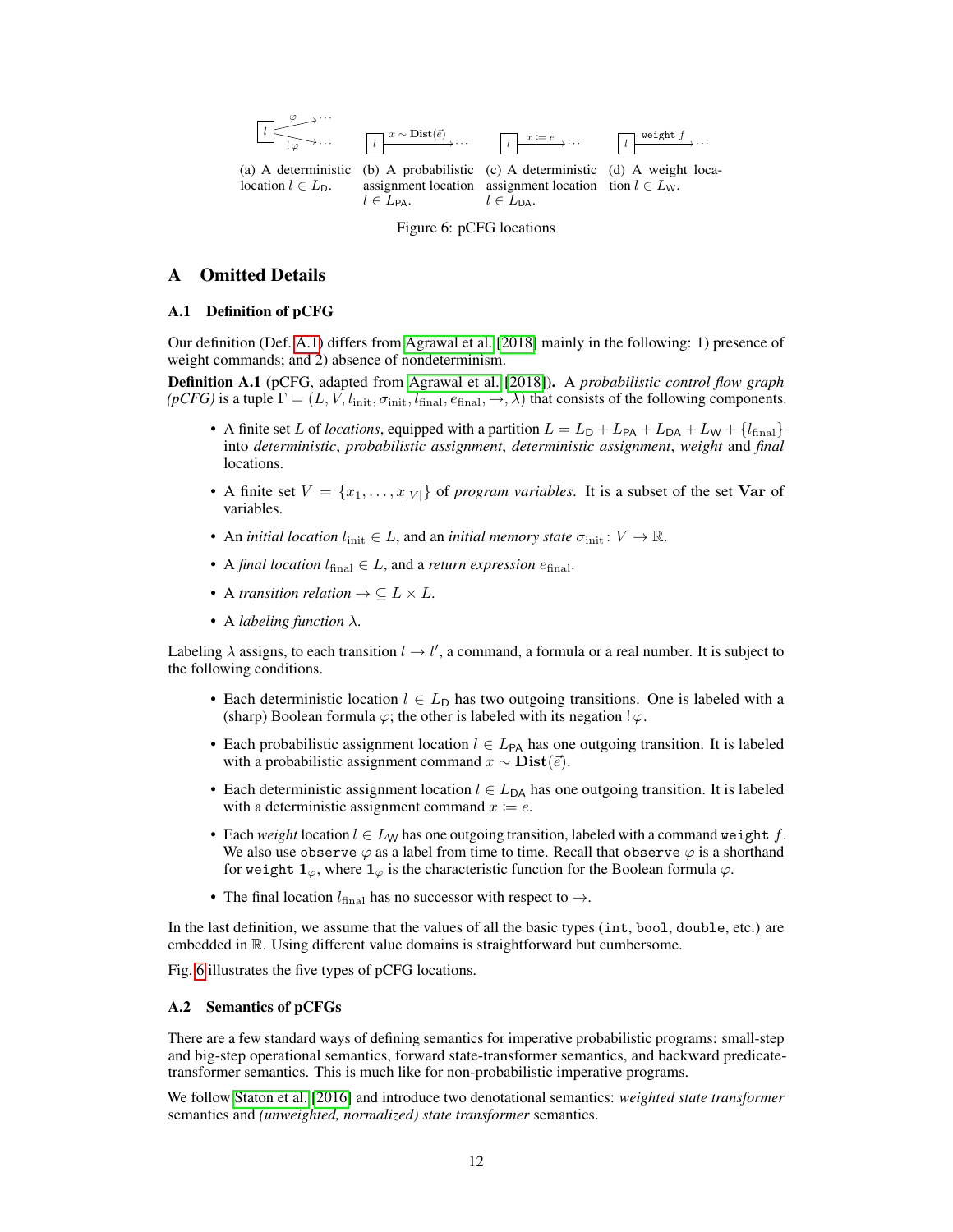(a) A deterministic location $l \in L_{\mathsf{D}}$.

(b) A probabilistic assignment location $l \in L_{\mathsf{PA}}$.

(c) A deterministic assignment location $l \in L_{\mathsf{DA}}$.

(d) A weight location $l \in L_{\mathsf{W}}$.

Figure 6: pCFG locations

# A Omitted Details

## A.1 Definition of pCFG

Our definition (Def. A.1) differs from Agrawal et al. [2018] mainly in the following: 1) presence of weight commands; and 2) absence of nondeterminism.

**Definition A.1** (pCFG, adapted from Agrawal et al. [2018]). A *probabilistic control flow graph (pCFG)* is a tuple $\Gamma = (L, V, l_{\mathrm{init}}, \sigma_{\mathrm{init}}, l_{\mathrm{final}}, e_{\mathrm{final}}, \to, \lambda)$ that consists of the following components.

- A finite set $L$ of *locations*, equipped with a partition $L = L_{\mathsf{D}} + L_{\mathsf{PA}} + L_{\mathsf{DA}} + L_{\mathsf{W}} + \{l_{\mathrm{final}}\}$ into *deterministic*, *probabilistic assignment*, *deterministic assignment*, *weight* and *final* locations.
- A finite set $V = \{x_1, \ldots, x_{|V|}\}$ of *program variables*. It is a subset of the set $\mathbf{Var}$ of variables.
- An *initial location* $l_{\mathrm{init}} \in L$, and an *initial memory state* $\sigma_{\mathrm{init}} : V \to \mathbb{R}$.
- A *final location* $l_{\mathrm{final}} \in L$, and a *return expression* $e_{\mathrm{final}}$.
- A *transition relation* $\to \subseteq L \times L$.
- A *labeling function* $\lambda$.

Labeling $\lambda$ assigns, to each transition $l \to l'$, a command, a formula or a real number. It is subject to the following conditions.

- Each deterministic location $l \in L_{\mathsf{D}}$ has two outgoing transitions. One is labeled with a (sharp) Boolean formula $\varphi$; the other is labeled with its negation $!\,\varphi$.
- Each probabilistic assignment location $l \in L_{\mathsf{PA}}$ has one outgoing transition. It is labeled with a probabilistic assignment command $x \sim \mathbf{Dist}(\vec{e})$.
- Each deterministic assignment location $l \in L_{\mathsf{DA}}$ has one outgoing transition. It is labeled with a deterministic assignment command $x \coloneqq e$.
- Each *weight* location $l \in L_{\mathsf{W}}$ has one outgoing transition, labeled with a command `weight` $f$. We also use `observe` $\varphi$ as a label from time to time. Recall that `observe` $\varphi$ is a shorthand for `weight` $\mathbf{1}_{\varphi}$, where $\mathbf{1}_{\varphi}$ is the characteristic function for the Boolean formula $\varphi$.
- The final location $l_{\mathrm{final}}$ has no successor with respect to $\to$.

In the last definition, we assume that the values of all the basic types (`int`, `bool`, `double`, etc.) are embedded in $\mathbb{R}$. Using different value domains is straightforward but cumbersome.

Fig. 6 illustrates the five types of pCFG locations.

## A.2 Semantics of pCFGs

There are a few standard ways of defining semantics for imperative probabilistic programs: small-step and big-step operational semantics, forward state-transformer semantics, and backward predicate-transformer semantics. This is much like for non-probabilistic imperative programs.

We follow Staton et al. [2016] and introduce two denotational semantics: *weighted state transformer* semantics and *(unweighted, normalized) state transformer* semantics.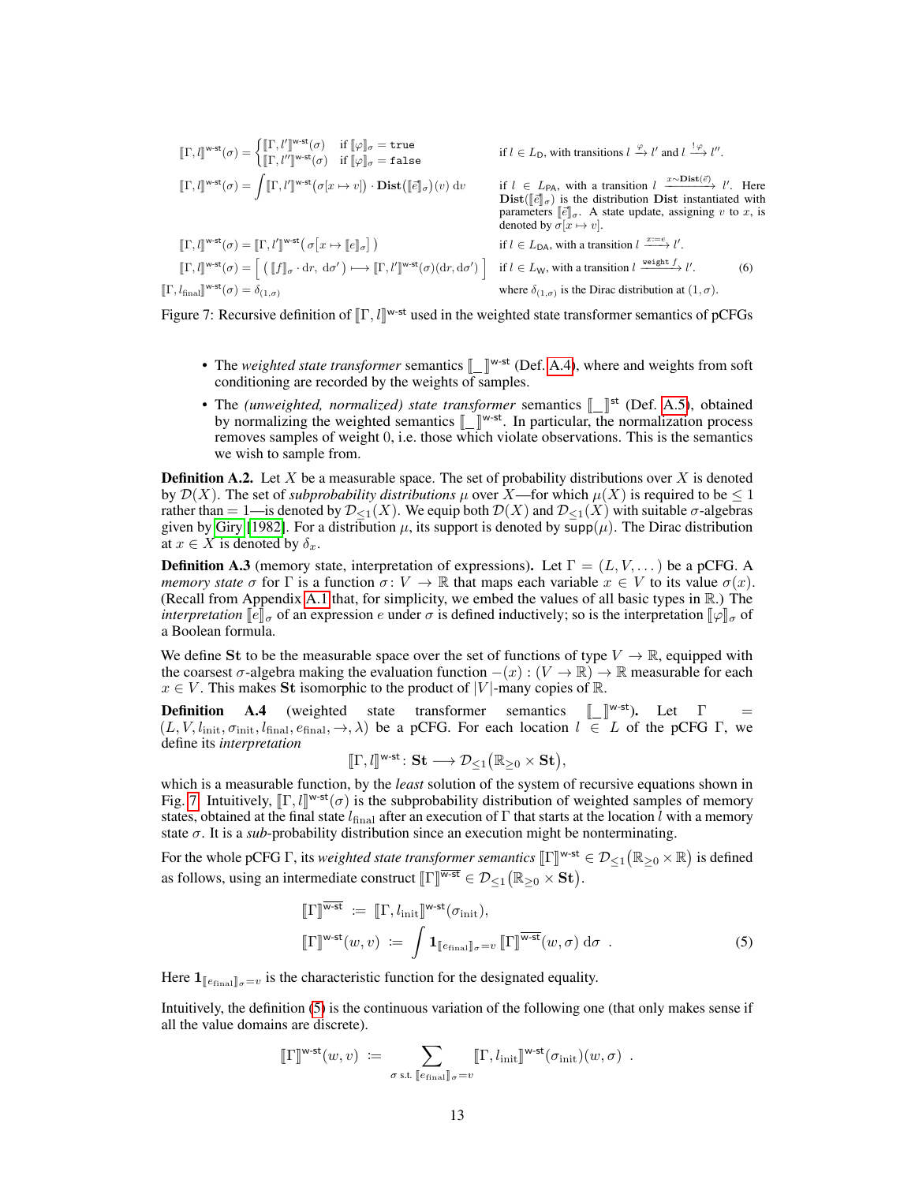$$
\llbracket \Gamma, l \rrbracket^{\mathsf{w\text{-}st}}(\sigma) = \begin{cases} \llbracket \Gamma, l' \rrbracket^{\mathsf{w\text{-}st}}(\sigma) & \text{if } \llbracket \varphi \rrbracket_\sigma = \mathtt{true} \\ \llbracket \Gamma, l'' \rrbracket^{\mathsf{w\text{-}st}}(\sigma) & \text{if } \llbracket \varphi \rrbracket_\sigma = \mathtt{false} \end{cases} \qquad \text{if } l \in L_{\mathsf{D}}\text{, with transitions } l \xrightarrow{\varphi} l' \text{ and } l \xrightarrow{!\varphi} l''.
$$

$$
\llbracket \Gamma, l \rrbracket^{\mathsf{w\text{-}st}}(\sigma) = \int \llbracket \Gamma, l' \rrbracket^{\mathsf{w\text{-}st}}\big(\sigma[x \mapsto v]\big) \cdot \mathbf{Dist}\big(\llbracket \vec{e} \rrbracket_\sigma\big)(v)\, \mathrm{d}v
$$

if $l \in L_{\mathsf{PA}}$, with a transition $l \xrightarrow{x \sim \mathbf{Dist}(\vec{e})} l'$. Here $\mathbf{Dist}(\llbracket \vec{e} \rrbracket_\sigma)$ is the distribution $\mathbf{Dist}$ instantiated with parameters $\llbracket \vec{e} \rrbracket_\sigma$. A state update, assigning $v$ to $x$, is denoted by $\sigma[x \mapsto v]$.

$$
\llbracket \Gamma, l \rrbracket^{\mathsf{w\text{-}st}}(\sigma) = \llbracket \Gamma, l' \rrbracket^{\mathsf{w\text{-}st}}\big(\sigma\big[x \mapsto \llbracket e \rrbracket_\sigma\big]\big) \qquad \text{if } l \in L_{\mathsf{DA}}\text{, with a transition } l \xrightarrow{x := e} l'.
$$

$$
\llbracket \Gamma, l \rrbracket^{\mathsf{w\text{-}st}}(\sigma) = \Big[\, \big(\llbracket f \rrbracket_\sigma \cdot \mathrm{d}r,\ \mathrm{d}\sigma'\big) \longmapsto \llbracket \Gamma, l' \rrbracket^{\mathsf{w\text{-}st}}(\sigma)(\mathrm{d}r, \mathrm{d}\sigma') \,\Big] \qquad \text{if } l \in L_{\mathsf{W}}\text{, with a transition } l \xrightarrow{\mathtt{weight}\ f} l'. \tag{6}
$$

$$
\llbracket \Gamma, l_{\mathrm{final}} \rrbracket^{\mathsf{w\text{-}st}}(\sigma) = \delta_{(1,\sigma)} \qquad \text{where } \delta_{(1,\sigma)} \text{ is the Dirac distribution at } (1, \sigma).
$$

Figure 7: Recursive definition of $\llbracket \Gamma, l \rrbracket^{\mathsf{w\text{-}st}}$ used in the weighted state transformer semantics of pCFGs

- The *weighted state transformer* semantics $\llbracket\_\rrbracket^{\mathsf{w\text{-}st}}$ (Def. A.4), where and weights from soft conditioning are recorded by the weights of samples.
- The *(unweighted, normalized) state transformer* semantics $\llbracket\_\rrbracket^{\mathsf{st}}$ (Def. A.5), obtained by normalizing the weighted semantics $\llbracket\_\rrbracket^{\mathsf{w\text{-}st}}$. In particular, the normalization process removes samples of weight $0$, i.e. those which violate observations. This is the semantics we wish to sample from.

**Definition A.2.** Let $X$ be a measurable space. The set of probability distributions over $X$ is denoted by $\mathcal{D}(X)$. The set of *subprobability distributions* $\mu$ over $X$—for which $\mu(X)$ is required to be $\leq 1$ rather than $= 1$—is denoted by $\mathcal{D}_{\leq 1}(X)$. We equip both $\mathcal{D}(X)$ and $\mathcal{D}_{\leq 1}(X)$ with suitable $\sigma$-algebras given by Giry [1982]. For a distribution $\mu$, its support is denoted by $\mathsf{supp}(\mu)$. The Dirac distribution at $x \in X$ is denoted by $\delta_x$.

**Definition A.3** (memory state, interpretation of expressions)**.** Let $\Gamma = (L, V, \dots)$ be a pCFG. A *memory state* $\sigma$ for $\Gamma$ is a function $\sigma \colon V \to \mathbb{R}$ that maps each variable $x \in V$ to its value $\sigma(x)$. (Recall from Appendix A.1 that, for simplicity, we embed the values of all basic types in $\mathbb{R}$.) The *interpretation* $\llbracket e \rrbracket_\sigma$ of an expression $e$ under $\sigma$ is defined inductively; so is the interpretation $\llbracket \varphi \rrbracket_\sigma$ of a Boolean formula.

We define $\mathbf{St}$ to be the measurable space over the set of functions of type $V \to \mathbb{R}$, equipped with the coarsest $\sigma$-algebra making the evaluation function $-(x) : (V \to \mathbb{R}) \to \mathbb{R}$ measurable for each $x \in V$. This makes $\mathbf{St}$ isomorphic to the product of $|V|$-many copies of $\mathbb{R}$.

**Definition A.4** (weighted state transformer semantics $\llbracket\_\rrbracket^{\mathsf{w\text{-}st}}$)**.** Let $\Gamma = (L, V, l_{\mathrm{init}}, \sigma_{\mathrm{init}}, l_{\mathrm{final}}, e_{\mathrm{final}}, \to, \lambda)$ be a pCFG. For each location $l \in L$ of the pCFG $\Gamma$, we define its *interpretation*

$$
\llbracket \Gamma, l \rrbracket^{\mathsf{w\text{-}st}} \colon \mathbf{St} \longrightarrow \mathcal{D}_{\leq 1}\big(\mathbb{R}_{\geq 0} \times \mathbf{St}\big),
$$

which is a measurable function, by the *least* solution of the system of recursive equations shown in Fig. 7. Intuitively, $\llbracket \Gamma, l \rrbracket^{\mathsf{w\text{-}st}}(\sigma)$ is the subprobability distribution of weighted samples of memory states, obtained at the final state $l_{\mathrm{final}}$ after an execution of $\Gamma$ that starts at the location $l$ with a memory state $\sigma$. It is a *sub*-probability distribution since an execution might be nonterminating.

For the whole pCFG $\Gamma$, its *weighted state transformer semantics* $\llbracket \Gamma \rrbracket^{\mathsf{w\text{-}st}} \in \mathcal{D}_{\leq 1}\big(\mathbb{R}_{\geq 0} \times \mathbb{R}\big)$ is defined as follows, using an intermediate construct $\llbracket \Gamma \rrbracket^{\overline{\mathsf{w\text{-}st}}} \in \mathcal{D}_{\leq 1}\big(\mathbb{R}_{\geq 0} \times \mathbf{St}\big)$.

$$
\begin{aligned}
\llbracket \Gamma \rrbracket^{\overline{\mathsf{w\text{-}st}}} &:= \llbracket \Gamma, l_{\mathrm{init}} \rrbracket^{\mathsf{w\text{-}st}}(\sigma_{\mathrm{init}}), \\
\llbracket \Gamma \rrbracket^{\mathsf{w\text{-}st}}(w, v) &:= \int \mathbf{1}_{\llbracket e_{\mathrm{final}} \rrbracket_\sigma = v}\, \llbracket \Gamma \rrbracket^{\overline{\mathsf{w\text{-}st}}}(w, \sigma)\, \mathrm{d}\sigma \quad .
\end{aligned} \tag{5}
$$

Here $\mathbf{1}_{\llbracket e_{\mathrm{final}} \rrbracket_\sigma = v}$ is the characteristic function for the designated equality.

Intuitively, the definition (5) is the continuous variation of the following one (that only makes sense if all the value domains are discrete).

$$
\llbracket \Gamma \rrbracket^{\mathsf{w\text{-}st}}(w, v) := \sum_{\sigma \text{ s.t. } \llbracket e_{\mathrm{final}} \rrbracket_\sigma = v} \llbracket \Gamma, l_{\mathrm{init}} \rrbracket^{\mathsf{w\text{-}st}}(\sigma_{\mathrm{init}})(w, \sigma) \quad .
$$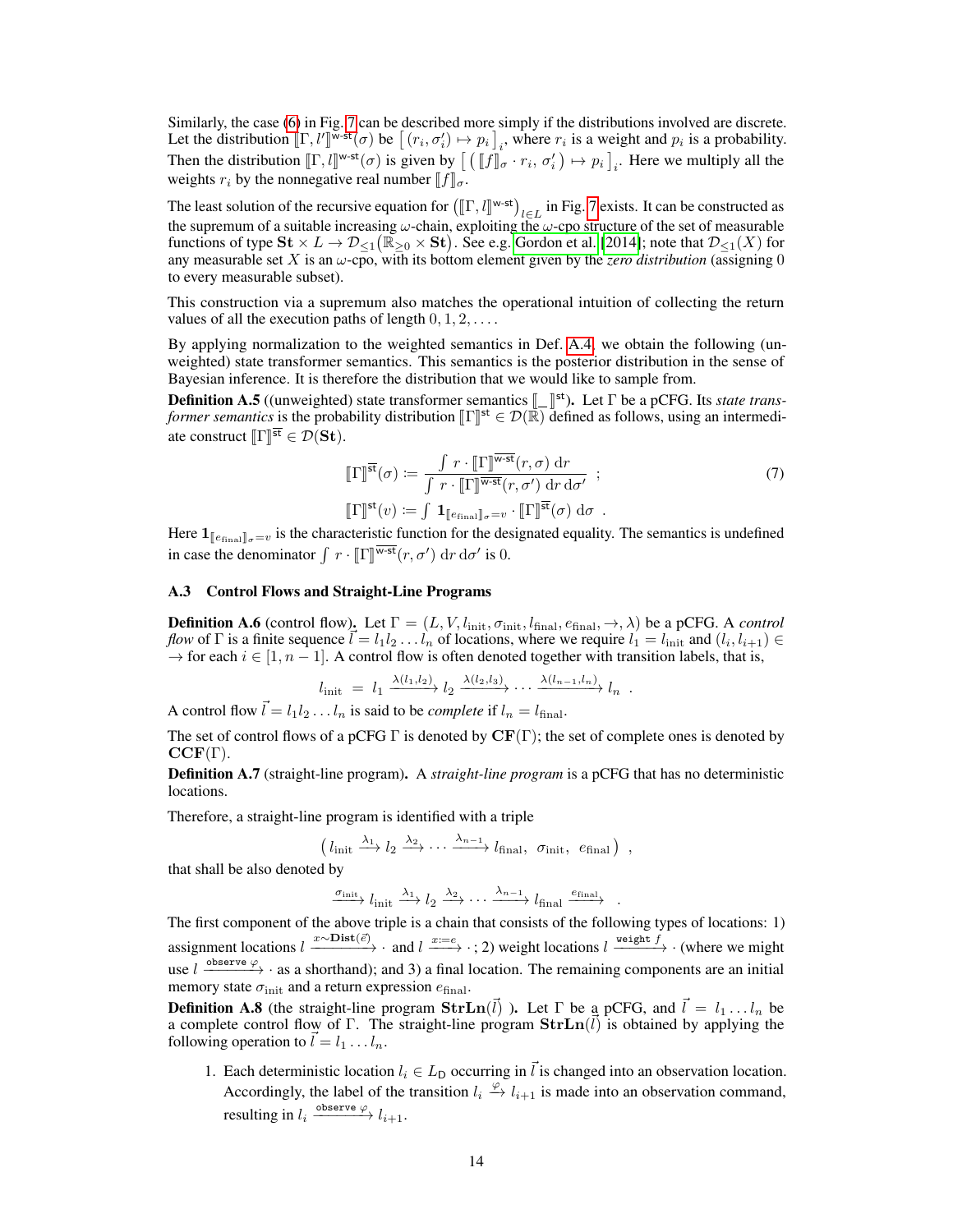Similarly, the case (6) in Fig. 7 can be described more simply if the distributions involved are discrete. Let the distribution $[\![\Gamma, l']\!]^{\mathsf{w\text{-}st}}(\sigma)$ be $\big[\,(r_i, \sigma_i') \mapsto p_i\,\big]_i$, where $r_i$ is a weight and $p_i$ is a probability. Then the distribution $[\![\Gamma, l]\!]^{\mathsf{w\text{-}st}}(\sigma)$ is given by $\big[\,\big(\,[\![f]\!]_\sigma \cdot r_i,\, \sigma_i'\,\big) \mapsto p_i\,\big]_i$. Here we multiply all the weights $r_i$ by the nonnegative real number $[\![f]\!]_\sigma$.

The least solution of the recursive equation for $\big([\![\Gamma, l]\!]^{\mathsf{w\text{-}st}}\big)_{l \in L}$ in Fig. 7 exists. It can be constructed as the supremum of a suitable increasing $\omega$-chain, exploiting the $\omega$-cpo structure of the set of measurable functions of type $\mathbf{St} \times L \to \mathcal{D}_{\le 1}\big(\mathbb{R}_{\ge 0} \times \mathbf{St}\big)$. See e.g. Gordon et al. [2014]; note that $\mathcal{D}_{\le 1}(X)$ for any measurable set $X$ is an $\omega$-cpo, with its bottom element given by the *zero distribution* (assigning 0 to every measurable subset).

This construction via a supremum also matches the operational intuition of collecting the return values of all the execution paths of length $0, 1, 2, \ldots$.

By applying normalization to the weighted semantics in Def. A.4, we obtain the following (unweighted) state transformer semantics. This semantics is the posterior distribution in the sense of Bayesian inference. It is therefore the distribution that we would like to sample from.

**Definition A.5** ((unweighted) state transformer semantics $[\![\_]\!]^{\mathsf{st}}$). Let $\Gamma$ be a pCFG. Its *state transformer semantics* is the probability distribution $[\![\Gamma]\!]^{\mathsf{st}} \in \mathcal{D}(\mathbb{R})$ defined as follows, using an intermediate construct $[\![\Gamma]\!]^{\overline{\mathsf{st}}} \in \mathcal{D}(\mathbf{St})$.

$$
\begin{aligned}
[\![\Gamma]\!]^{\overline{\mathsf{st}}}(\sigma) &\coloneqq \frac{\int r \cdot [\![\Gamma]\!]^{\overline{\mathsf{w\text{-}st}}}(r, \sigma)\, \mathrm{d}r}{\int r \cdot [\![\Gamma]\!]^{\overline{\mathsf{w\text{-}st}}}(r, \sigma')\, \mathrm{d}r\, \mathrm{d}\sigma'} \;; \\
[\![\Gamma]\!]^{\mathsf{st}}(v) &\coloneqq \int \mathbf{1}_{[\![e_{\mathrm{final}}]\!]_\sigma = v} \cdot [\![\Gamma]\!]^{\overline{\mathsf{st}}}(\sigma)\, \mathrm{d}\sigma \;.
\end{aligned}
\tag{7}
$$

Here $\mathbf{1}_{[\![e_{\mathrm{final}}]\!]_\sigma = v}$ is the characteristic function for the designated equality. The semantics is undefined in case the denominator $\int r \cdot [\![\Gamma]\!]^{\overline{\mathsf{w\text{-}st}}}(r, \sigma')\, \mathrm{d}r\, \mathrm{d}\sigma'$ is 0.

### A.3 Control Flows and Straight-Line Programs

**Definition A.6** (control flow). Let $\Gamma = (L, V, l_{\mathrm{init}}, \sigma_{\mathrm{init}}, l_{\mathrm{final}}, e_{\mathrm{final}}, \to, \lambda)$ be a pCFG. A *control flow* of $\Gamma$ is a finite sequence $\vec{l} = l_1 l_2 \ldots l_n$ of locations, where we require $l_1 = l_{\mathrm{init}}$ and $(l_i, l_{i+1}) \in\, \to$ for each $i \in [1, n-1]$. A control flow is often denoted together with transition labels, that is,

$$
l_{\mathrm{init}} \;=\; l_1 \xrightarrow{\lambda(l_1, l_2)} l_2 \xrightarrow{\lambda(l_2, l_3)} \cdots \xrightarrow{\lambda(l_{n-1}, l_n)} l_n \;.
$$

A control flow $\vec{l} = l_1 l_2 \ldots l_n$ is said to be *complete* if $l_n = l_{\mathrm{final}}$.

The set of control flows of a pCFG $\Gamma$ is denoted by $\mathbf{CF}(\Gamma)$; the set of complete ones is denoted by $\mathbf{CCF}(\Gamma)$.

**Definition A.7** (straight-line program). A *straight-line program* is a pCFG that has no deterministic locations.

Therefore, a straight-line program is identified with a triple

$$
\big(\, l_{\mathrm{init}} \xrightarrow{\lambda_1} l_2 \xrightarrow{\lambda_2} \cdots \xrightarrow{\lambda_{n-1}} l_{\mathrm{final}},\;\; \sigma_{\mathrm{init}},\;\; e_{\mathrm{final}} \,\big) \;,
$$

that shall be also denoted by

$$
\xrightarrow{\sigma_{\mathrm{init}}} l_{\mathrm{init}} \xrightarrow{\lambda_1} l_2 \xrightarrow{\lambda_2} \cdots \xrightarrow{\lambda_{n-1}} l_{\mathrm{final}} \xrightarrow{e_{\mathrm{final}}} \;.
$$

The first component of the above triple is a chain that consists of the following types of locations: 1) assignment locations $l \xrightarrow{x \sim \mathbf{Dist}(\vec{e})} \cdot$ and $l \xrightarrow{x := e} \cdot$; 2) weight locations $l \xrightarrow{\mathtt{weight}\ f} \cdot$ (where we might use $l \xrightarrow{\mathtt{observe}\ \varphi} \cdot$ as a shorthand); and 3) a final location. The remaining components are an initial memory state $\sigma_{\mathrm{init}}$ and a return expression $e_{\mathrm{final}}$.

**Definition A.8** (the straight-line program $\mathbf{StrLn}(\vec{l})$). Let $\Gamma$ be a pCFG, and $\vec{l} = l_1 \ldots l_n$ be a complete control flow of $\Gamma$. The straight-line program $\mathbf{StrLn}(\vec{l})$ is obtained by applying the following operation to $\vec{l} = l_1 \ldots l_n$.

1. Each deterministic location $l_i \in L_{\mathrm{D}}$ occurring in $\vec{l}$ is changed into an observation location. Accordingly, the label of the transition $l_i \xrightarrow{\varphi} l_{i+1}$ is made into an observation command, resulting in $l_i \xrightarrow{\mathtt{observe}\ \varphi} l_{i+1}$.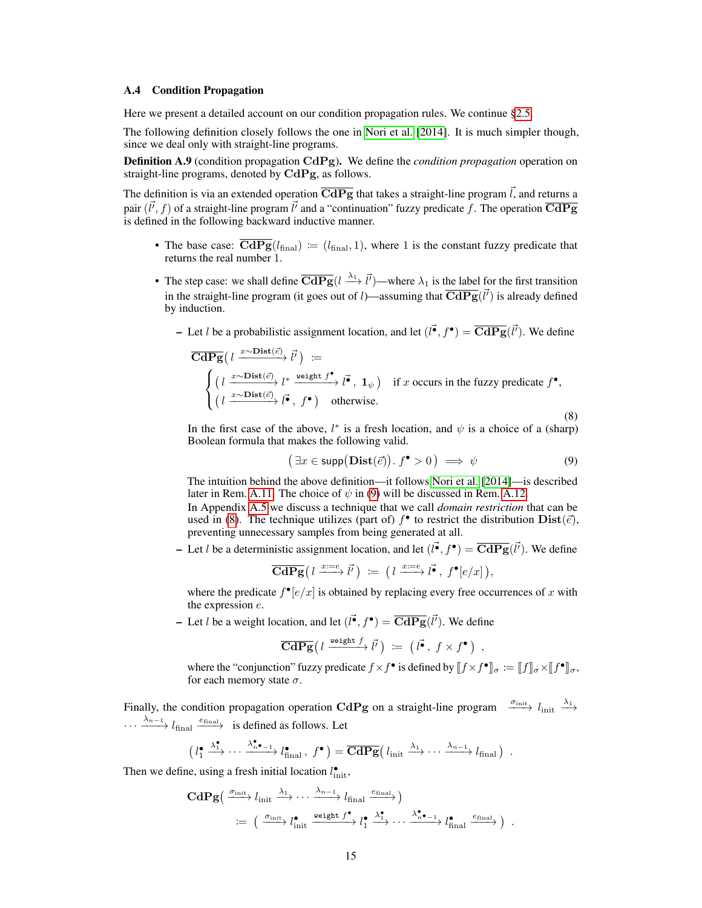### A.4 Condition Propagation

Here we present a detailed account on our condition propagation rules. We continue §2.5.

The following definition closely follows the one in Nori et al. [2014]. It is much simpler though, since we deal only with straight-line programs.

**Definition A.9** (condition propagation $\mathbf{CdPg}$). We define the *condition propagation* operation on straight-line programs, denoted by $\mathbf{CdPg}$, as follows.

The definition is via an extended operation $\overline{\mathbf{CdPg}}$ that takes a straight-line program $\vec{l}$, and returns a pair $(\vec{l'}, f)$ of a straight-line program $\vec{l'}$ and a "continuation" fuzzy predicate $f$. The operation $\overline{\mathbf{CdPg}}$ is defined in the following backward inductive manner.

- The base case: $\overline{\mathbf{CdPg}}(l_{\text{final}}) :\equiv (l_{\text{final}}, 1)$, where $1$ is the constant fuzzy predicate that returns the real number $1$.
- The step case: we shall define $\overline{\mathbf{CdPg}}(l \xrightarrow{\lambda_1} \vec{l'})$—where $\lambda_1$ is the label for the first transition in the straight-line program (it goes out of $l$)—assuming that $\overline{\mathbf{CdPg}}(\vec{l'})$ is already defined by induction.
  - Let $l$ be a probabilistic assignment location, and let $(\vec{l^\bullet}, f^\bullet) = \overline{\mathbf{CdPg}}(\vec{l'})$. We define

$$\overline{\mathbf{CdPg}}\big(\, l \xrightarrow{x \sim \mathbf{Dist}(\vec{e})} \vec{l'} \,\big) \;:\equiv\; \begin{cases} \big(\, l \xrightarrow{x \sim \mathbf{Dist}(\vec{e})} l^* \xrightarrow{\texttt{weight}\ f^\bullet} \vec{l^\bullet},\ \mathbf{1}_\psi \,\big) & \text{if } x \text{ occurs in the fuzzy predicate } f^\bullet, \\ \big(\, l \xrightarrow{x \sim \mathbf{Dist}(\vec{e})} \vec{l^\bullet},\ f^\bullet \,\big) & \text{otherwise.} \end{cases} \tag{8}$$

    In the first case of the above, $l^*$ is a fresh location, and $\psi$ is a choice of a (sharp) Boolean formula that makes the following valid.

$$\big(\exists x \in \mathsf{supp}\big(\mathbf{Dist}(\vec{e})\big).\ f^\bullet > 0\,\big) \implies \psi \tag{9}$$

    The intuition behind the above definition—it follows Nori et al. [2014]—is described later in Rem. A.11. The choice of $\psi$ in (9) will be discussed in Rem. A.12.
    In Appendix A.5 we discuss a technique that we call *domain restriction* that can be used in (8). The technique utilizes (part of) $f^\bullet$ to restrict the distribution $\mathbf{Dist}(\vec{e})$, preventing unnecessary samples from being generated at all.
  - Let $l$ be a deterministic assignment location, and let $(\vec{l^\bullet}, f^\bullet) = \overline{\mathbf{CdPg}}(\vec{l'})$. We define

$$\overline{\mathbf{CdPg}}\big(\, l \xrightarrow{x := e} \vec{l'} \,\big) \;:\equiv\; \big(\, l \xrightarrow{x := e} \vec{l^\bullet},\ f^\bullet[e/x] \,\big),$$

    where the predicate $f^\bullet[e/x]$ is obtained by replacing every free occurrences of $x$ with the expression $e$.
  - Let $l$ be a weight location, and let $(\vec{l^\bullet}, f^\bullet) = \overline{\mathbf{CdPg}}(\vec{l'})$. We define

$$\overline{\mathbf{CdPg}}\big(\, l \xrightarrow{\texttt{weight}\ f} \vec{l'} \,\big) \;:\equiv\; \big(\, \vec{l^\bullet},\ f \times f^\bullet \,\big)\ ,$$

    where the "conjunction" fuzzy predicate $f \times f^\bullet$ is defined by $[\![ f \times f^\bullet ]\!]_\sigma := [\![ f ]\!]_\sigma \times [\![ f^\bullet ]\!]_\sigma$, for each memory state $\sigma$.

Finally, the condition propagation operation $\mathbf{CdPg}$ on a straight-line program $\xrightarrow{\sigma_{\text{init}}} l_{\text{init}} \xrightarrow{\lambda_1} \cdots \xrightarrow{\lambda_{n-1}} l_{\text{final}} \xrightarrow{e_{\text{final}}}$ is defined as follows. Let

$$\big(\, l^\bullet_1 \xrightarrow{\lambda^\bullet_1} \cdots \xrightarrow{\lambda^\bullet_{n^\bullet-1}} l^\bullet_{\text{final}},\ f^\bullet \,\big) = \overline{\mathbf{CdPg}}\big(\, l_{\text{init}} \xrightarrow{\lambda_1} \cdots \xrightarrow{\lambda_{n-1}} l_{\text{final}} \,\big)\ .$$

Then we define, using a fresh initial location $l^\bullet_{\text{init}}$,

$$\begin{aligned} &\mathbf{CdPg}\big(\, \xrightarrow{\sigma_{\text{init}}} l_{\text{init}} \xrightarrow{\lambda_1} \cdots \xrightarrow{\lambda_{n-1}} l_{\text{final}} \xrightarrow{e_{\text{final}}} \,\big) \\ &\quad :\equiv \big(\, \xrightarrow{\sigma_{\text{init}}} l^\bullet_{\text{init}} \xrightarrow{\texttt{weight}\ f^\bullet} l^\bullet_1 \xrightarrow{\lambda^\bullet_1} \cdots \xrightarrow{\lambda^\bullet_{n^\bullet-1}} l^\bullet_{\text{final}} \xrightarrow{e_{\text{final}}} \,\big)\ . \end{aligned}$$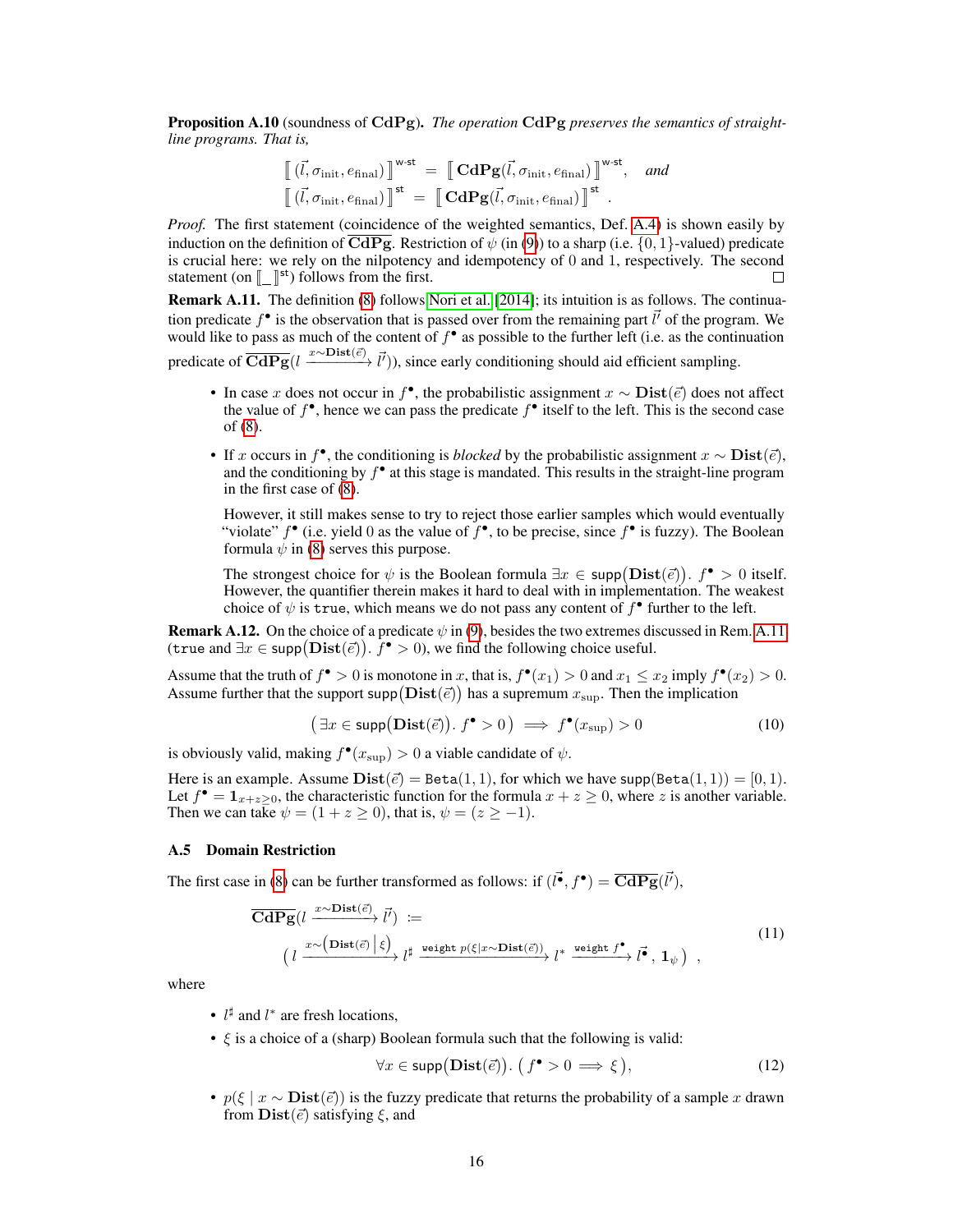**Proposition A.10** (soundness of $\mathbf{CdPg}$). *The operation* $\mathbf{CdPg}$ *preserves the semantics of straight-line programs. That is,*

$$\left[\!\left[ \, (\vec{l}, \sigma_{\text{init}}, e_{\text{final}}) \, \right]\!\right]^{\text{w-st}} = \left[\!\left[ \, \mathbf{CdPg}(\vec{l}, \sigma_{\text{init}}, e_{\text{final}}) \, \right]\!\right]^{\text{w-st}}, \quad \textit{and}$$
$$\left[\!\left[ \, (\vec{l}, \sigma_{\text{init}}, e_{\text{final}}) \, \right]\!\right]^{\text{st}} = \left[\!\left[ \, \mathbf{CdPg}(\vec{l}, \sigma_{\text{init}}, e_{\text{final}}) \, \right]\!\right]^{\text{st}} .$$

*Proof.* The first statement (coincidence of the weighted semantics, Def. A.4) is shown easily by induction on the definition of $\overline{\mathbf{CdPg}}$. Restriction of $\psi$ (in (9)) to a sharp (i.e. $\{0, 1\}$-valued) predicate is crucial here: we rely on the nilpotency and idempotency of 0 and 1, respectively. The second statement (on $[\![\_]\!]^{\text{st}}$) follows from the first. $\square$

**Remark A.11.** The definition (8) follows Nori et al. [2014]; its intuition is as follows. The continuation predicate $f^\bullet$ is the observation that is passed over from the remaining part $\vec{l'}$ of the program. We would like to pass as much of the content of $f^\bullet$ as possible to the further left (i.e. as the continuation predicate of $\overline{\mathbf{CdPg}}(l \xrightarrow{x \sim \mathbf{Dist}(\vec{e})} \vec{l'})$), since early conditioning should aid efficient sampling.

- In case $x$ does not occur in $f^\bullet$, the probabilistic assignment $x \sim \mathbf{Dist}(\vec{e})$ does not affect the value of $f^\bullet$, hence we can pass the predicate $f^\bullet$ itself to the left. This is the second case of (8).
- If $x$ occurs in $f^\bullet$, the conditioning is *blocked* by the probabilistic assignment $x \sim \mathbf{Dist}(\vec{e})$, and the conditioning by $f^\bullet$ at this stage is mandated. This results in the straight-line program in the first case of (8).

  However, it still makes sense to try to reject those earlier samples which would eventually "violate" $f^\bullet$ (i.e. yield 0 as the value of $f^\bullet$, to be precise, since $f^\bullet$ is fuzzy). The Boolean formula $\psi$ in (8) serves this purpose.

  The strongest choice for $\psi$ is the Boolean formula $\exists x \in \mathsf{supp}\big(\mathbf{Dist}(\vec{e})\big).\ f^\bullet > 0$ itself. However, the quantifier therein makes it hard to deal with in implementation. The weakest choice of $\psi$ is `true`, which means we do not pass any content of $f^\bullet$ further to the left.

**Remark A.12.** On the choice of a predicate $\psi$ in (9), besides the two extremes discussed in Rem. A.11 (`true` and $\exists x \in \mathsf{supp}\big(\mathbf{Dist}(\vec{e})\big).\ f^\bullet > 0$), we find the following choice useful.

Assume that the truth of $f^\bullet > 0$ is monotone in $x$, that is, $f^\bullet(x_1) > 0$ and $x_1 \le x_2$ imply $f^\bullet(x_2) > 0$. Assume further that the support $\mathsf{supp}\big(\mathbf{Dist}(\vec{e})\big)$ has a supremum $x_{\text{sup}}$. Then the implication

$$\big(\exists x \in \mathsf{supp}\big(\mathbf{Dist}(\vec{e})\big).\ f^\bullet > 0\big) \implies f^\bullet(x_{\text{sup}}) > 0 \tag{10}$$

is obviously valid, making $f^\bullet(x_{\text{sup}}) > 0$ a viable candidate of $\psi$.

Here is an example. Assume $\mathbf{Dist}(\vec{e}) = \mathtt{Beta}(1, 1)$, for which we have $\mathsf{supp}(\mathtt{Beta}(1, 1)) = [0, 1)$. Let $f^\bullet = \mathbf{1}_{x+z \ge 0}$, the characteristic function for the formula $x + z \ge 0$, where $z$ is another variable. Then we can take $\psi = (1 + z \ge 0)$, that is, $\psi = (z \ge -1)$.

### A.5 Domain Restriction

The first case in (8) can be further transformed as follows: if $(\vec{l^\bullet}, f^\bullet) = \overline{\mathbf{CdPg}}(\vec{l'})$,

$$\begin{aligned} &\overline{\mathbf{CdPg}}(l \xrightarrow{x \sim \mathbf{Dist}(\vec{e})} \vec{l'}) := \\ &\quad \big(\, l \xrightarrow{x \sim \left(\mathbf{Dist}(\vec{e}) \,\middle|\, \xi\right)} l^\sharp \xrightarrow{\ \mathtt{weight}\ p(\xi \mid x \sim \mathbf{Dist}(\vec{e}))\ } l^* \xrightarrow{\ \mathtt{weight}\ f^\bullet\ } \vec{l^\bullet} \, , \, \mathbf{1}_\psi \,\big) \quad , \end{aligned} \tag{11}$$

where

- $l^\sharp$ and $l^*$ are fresh locations,
- $\xi$ is a choice of a (sharp) Boolean formula such that the following is valid:
$$\forall x \in \mathsf{supp}\big(\mathbf{Dist}(\vec{e})\big).\ \big(\, f^\bullet > 0 \implies \xi \,\big), \tag{12}$$
- $p(\xi \mid x \sim \mathbf{Dist}(\vec{e}))$ is the fuzzy predicate that returns the probability of a sample $x$ drawn from $\mathbf{Dist}(\vec{e})$ satisfying $\xi$, and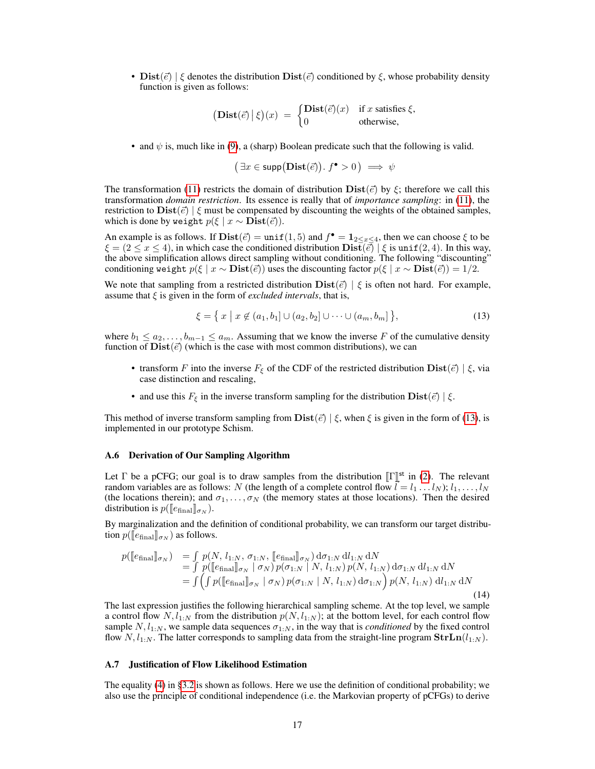- $\mathbf{Dist}(\vec{e}) \mid \xi$ denotes the distribution $\mathbf{Dist}(\vec{e})$ conditioned by $\xi$, whose probability density function is given as follows:

$$\big(\mathbf{Dist}(\vec{e}) \,\big|\, \xi\big)(x) \;=\; \begin{cases} \mathbf{Dist}(\vec{e})(x) & \text{if } x \text{ satisfies } \xi, \\ 0 & \text{otherwise,} \end{cases}$$

- and $\psi$ is, much like in (9), a (sharp) Boolean predicate such that the following is valid.

$$\big(\exists x \in \mathsf{supp}\big(\mathbf{Dist}(\vec{e})\big).\; f^{\bullet} > 0\big) \implies \psi$$

The transformation (11) restricts the domain of distribution $\mathbf{Dist}(\vec{e})$ by $\xi$; therefore we call this transformation *domain restriction*. Its essence is really that of *importance sampling*: in (11), the restriction to $\mathbf{Dist}(\vec{e}) \mid \xi$ must be compensated by discounting the weights of the obtained samples, which is done by weight $p(\xi \mid x \sim \mathbf{Dist}(\vec{e}))$.

An example is as follows. If $\mathbf{Dist}(\vec{e}) = \texttt{unif}(1,5)$ and $f^{\bullet} = \mathbf{1}_{2 \le x \le 4}$, then we can choose $\xi$ to be $\xi = (2 \le x \le 4)$, in which case the conditioned distribution $\mathbf{Dist}(\vec{e}) \mid \xi$ is $\texttt{unif}(2,4)$. In this way, the above simplification allows direct sampling without conditioning. The following "discounting" conditioning weight $p(\xi \mid x \sim \mathbf{Dist}(\vec{e}))$ uses the discounting factor $p(\xi \mid x \sim \mathbf{Dist}(\vec{e})) = 1/2$.

We note that sampling from a restricted distribution $\mathbf{Dist}(\vec{e}) \mid \xi$ is often not hard. For example, assume that $\xi$ is given in the form of *excluded intervals*, that is,

$$\xi = \big\{\, x \mid x \notin (a_1, b_1] \cup (a_2, b_2] \cup \dots \cup (a_m, b_m] \,\big\}, \tag{13}$$

where $b_1 \le a_2, \dots, b_{m-1} \le a_m$. Assuming that we know the inverse $F$ of the cumulative density function of $\mathbf{Dist}(\vec{e})$ (which is the case with most common distributions), we can

- transform $F$ into the inverse $F_\xi$ of the CDF of the restricted distribution $\mathbf{Dist}(\vec{e}) \mid \xi$, via case distinction and rescaling,
- and use this $F_\xi$ in the inverse transform sampling for the distribution $\mathbf{Dist}(\vec{e}) \mid \xi$.

This method of inverse transform sampling from $\mathbf{Dist}(\vec{e}) \mid \xi$, when $\xi$ is given in the form of (13), is implemented in our prototype Schism.

### A.6 Derivation of Our Sampling Algorithm

Let $\Gamma$ be a pCFG; our goal is to draw samples from the distribution $[\![\Gamma]\!]^{\mathrm{st}}$ in (2). The relevant random variables are as follows: $N$ (the length of a complete control flow $\vec{l} = l_1 \dots l_N$); $l_1, \dots, l_N$ (the locations therein); and $\sigma_1, \dots, \sigma_N$ (the memory states at those locations). Then the desired distribution is $p([\![e_{\mathrm{final}}]\!]_{\sigma_N})$.

By marginalization and the definition of conditional probability, we can transform our target distribution $p([\![e_{\mathrm{final}}]\!]_{\sigma_N})$ as follows.

$$\begin{aligned} p([\![e_{\mathrm{final}}]\!]_{\sigma_N}) &= \textstyle\int p(N,\, l_{1:N},\, \sigma_{1:N},\, [\![e_{\mathrm{final}}]\!]_{\sigma_N})\, \mathrm{d}\sigma_{1:N}\, \mathrm{d}l_{1:N}\, \mathrm{d}N \\ &= \textstyle\int p([\![e_{\mathrm{final}}]\!]_{\sigma_N} \mid \sigma_N)\, p(\sigma_{1:N} \mid N,\, l_{1:N})\, p(N,\, l_{1:N})\, \mathrm{d}\sigma_{1:N}\, \mathrm{d}l_{1:N}\, \mathrm{d}N \\ &= \textstyle\int \Big( \int p([\![e_{\mathrm{final}}]\!]_{\sigma_N} \mid \sigma_N)\, p(\sigma_{1:N} \mid N,\, l_{1:N})\, \mathrm{d}\sigma_{1:N} \Big)\, p(N,\, l_{1:N})\, \mathrm{d}l_{1:N}\, \mathrm{d}N \end{aligned} \tag{14}$$

The last expression justifies the following hierarchical sampling scheme. At the top level, we sample a control flow $N, l_{1:N}$ from the distribution $p(N, l_{1:N})$; at the bottom level, for each control flow sample $N, l_{1:N}$, we sample data sequences $\sigma_{1:N}$, in the way that is *conditioned* by the fixed control flow $N, l_{1:N}$. The latter corresponds to sampling data from the straight-line program $\mathbf{StrLn}(l_{1:N})$.

### A.7 Justification of Flow Likelihood Estimation

The equality (4) in §3.2 is shown as follows. Here we use the definition of conditional probability; we also use the principle of conditional independence (i.e. the Markovian property of pCFGs) to derive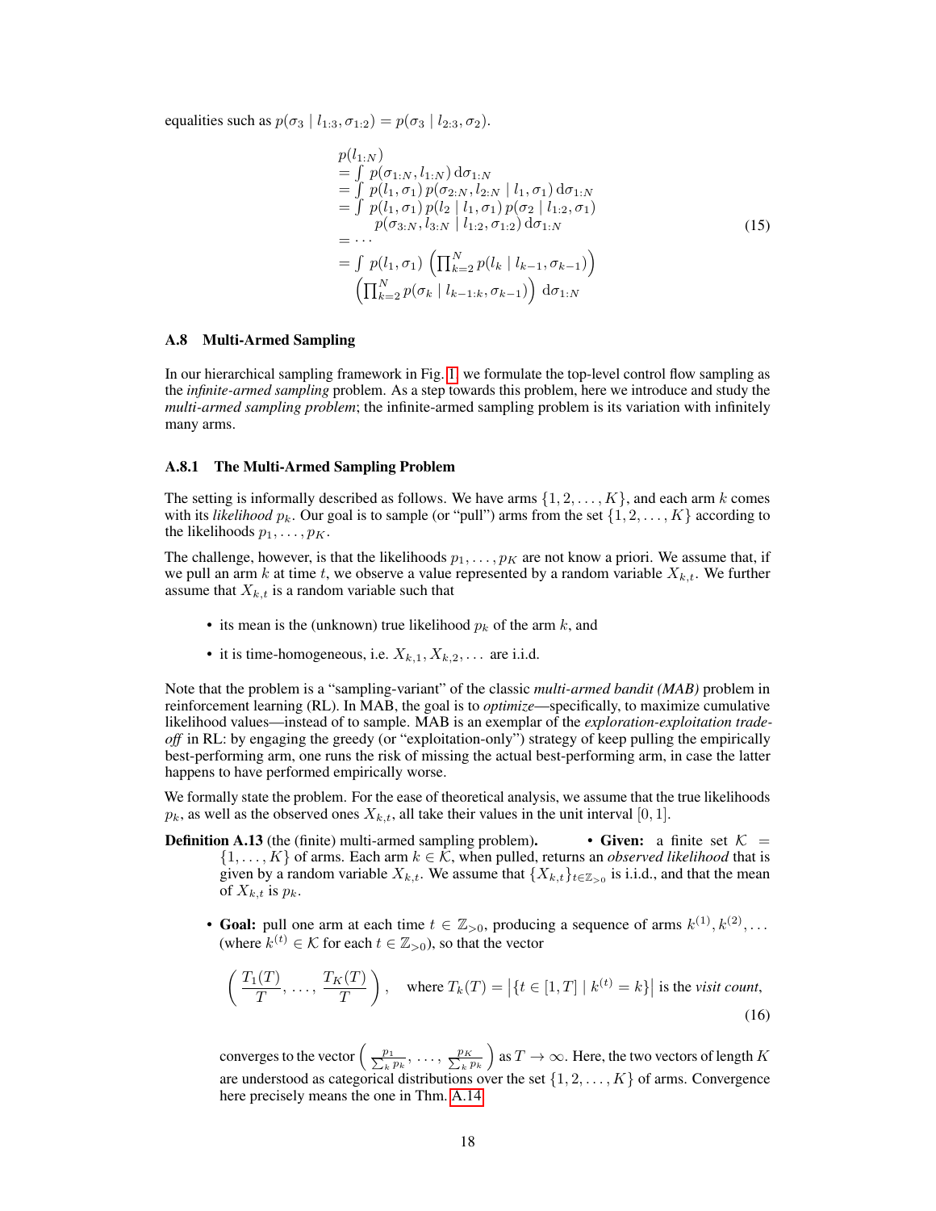equalities such as $p(\sigma_3 \mid l_{1:3}, \sigma_{1:2}) = p(\sigma_3 \mid l_{2:3}, \sigma_2)$.

$$
\begin{aligned}
& p(l_{1:N}) \\
&= \int p(\sigma_{1:N}, l_{1:N})\, \mathrm{d}\sigma_{1:N} \\
&= \int p(l_1, \sigma_1)\, p(\sigma_{2:N}, l_{2:N} \mid l_1, \sigma_1)\, \mathrm{d}\sigma_{1:N} \\
&= \int p(l_1, \sigma_1)\, p(l_2 \mid l_1, \sigma_1)\, p(\sigma_2 \mid l_{1:2}, \sigma_1) \\
&\qquad p(\sigma_{3:N}, l_{3:N} \mid l_{1:2}, \sigma_{1:2})\, \mathrm{d}\sigma_{1:N} \\
&= \cdots \\
&= \int p(l_1, \sigma_1) \left( \prod_{k=2}^{N} p(l_k \mid l_{k-1}, \sigma_{k-1}) \right) \\
&\qquad \left( \prod_{k=2}^{N} p(\sigma_k \mid l_{k-1:k}, \sigma_{k-1}) \right) \mathrm{d}\sigma_{1:N}
\end{aligned}
\tag{15}
$$

### A.8 Multi-Armed Sampling

In our hierarchical sampling framework in Fig. 1, we formulate the top-level control flow sampling as the *infinite-armed sampling* problem. As a step towards this problem, here we introduce and study the *multi-armed sampling problem*; the infinite-armed sampling problem is its variation with infinitely many arms.

#### A.8.1 The Multi-Armed Sampling Problem

The setting is informally described as follows. We have arms $\{1, 2, \ldots, K\}$, and each arm $k$ comes with its *likelihood* $p_k$. Our goal is to sample (or "pull") arms from the set $\{1, 2, \ldots, K\}$ according to the likelihoods $p_1, \ldots, p_K$.

The challenge, however, is that the likelihoods $p_1, \ldots, p_K$ are not know a priori. We assume that, if we pull an arm $k$ at time $t$, we observe a value represented by a random variable $X_{k,t}$. We further assume that $X_{k,t}$ is a random variable such that

- its mean is the (unknown) true likelihood $p_k$ of the arm $k$, and
- it is time-homogeneous, i.e. $X_{k,1}, X_{k,2}, \ldots$ are i.i.d.

Note that the problem is a "sampling-variant" of the classic *multi-armed bandit (MAB)* problem in reinforcement learning (RL). In MAB, the goal is to *optimize*—specifically, to maximize cumulative likelihood values—instead of to sample. MAB is an exemplar of the *exploration-exploitation trade-off* in RL: by engaging the greedy (or "exploitation-only") strategy of keep pulling the empirically best-performing arm, one runs the risk of missing the actual best-performing arm, in case the latter happens to have performed empirically worse.

We formally state the problem. For the ease of theoretical analysis, we assume that the true likelihoods $p_k$, as well as the observed ones $X_{k,t}$, all take their values in the unit interval $[0, 1]$.

**Definition A.13** (the (finite) multi-armed sampling problem)**.**

- **Given:** a finite set $\mathcal{K} = \{1, \ldots, K\}$ of arms. Each arm $k \in \mathcal{K}$, when pulled, returns an *observed likelihood* that is given by a random variable $X_{k,t}$. We assume that $\{X_{k,t}\}_{t \in \mathbb{Z}_{>0}}$ is i.i.d., and that the mean of $X_{k,t}$ is $p_k$.
- **Goal:** pull one arm at each time $t \in \mathbb{Z}_{>0}$, producing a sequence of arms $k^{(1)}, k^{(2)}, \ldots$ (where $k^{(t)} \in \mathcal{K}$ for each $t \in \mathbb{Z}_{>0}$), so that the vector

$$
\left( \frac{T_1(T)}{T}, \ldots, \frac{T_K(T)}{T} \right), \quad \text{where } T_k(T) = \left| \{ t \in [1, T] \mid k^{(t)} = k \} \right| \text{ is the } \textit{visit count}, \tag{16}
$$

  converges to the vector $\left( \frac{p_1}{\sum_k p_k}, \ldots, \frac{p_K}{\sum_k p_k} \right)$ as $T \to \infty$. Here, the two vectors of length $K$ are understood as categorical distributions over the set $\{1, 2, \ldots, K\}$ of arms. Convergence here precisely means the one in Thm. A.14.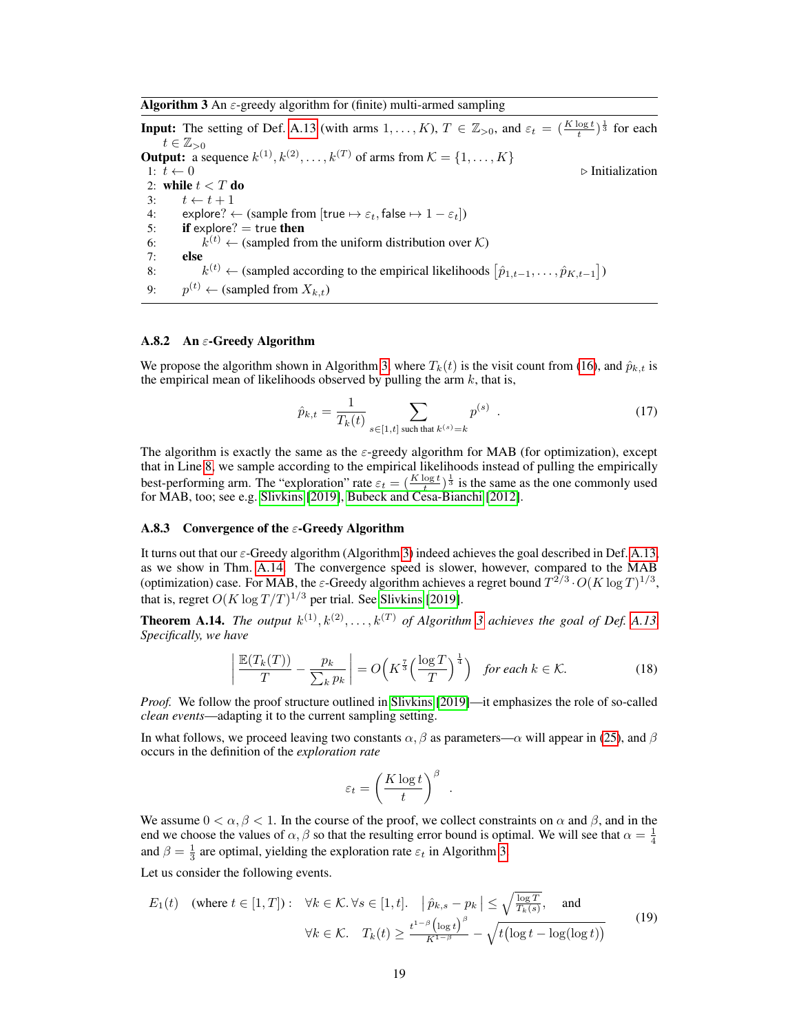**Algorithm 3** An $\varepsilon$-greedy algorithm for (finite) multi-armed sampling

**Input:** The setting of Def. A.13 (with arms $1, \dots, K$), $T \in \mathbb{Z}_{>0}$, and $\varepsilon_t = (\frac{K \log t}{t})^{\frac{1}{3}}$ for each $t \in \mathbb{Z}_{>0}$

**Output:** a sequence $k^{(1)}, k^{(2)}, \dots, k^{(T)}$ of arms from $\mathcal{K} = \{1, \dots, K\}$

```
1: t ← 0                                                              ▷ Initialization
2: while t < T do
3:     t ← t + 1
4:     explore? ← (sample from [true ↦ ε_t, false ↦ 1 − ε_t])
5:     if explore? = true then
6:         k^(t) ← (sampled from the uniform distribution over 𝒦)
7:     else
8:         k^(t) ← (sampled according to the empirical likelihoods [p̂_{1,t−1}, …, p̂_{K,t−1}])
9:     p^(t) ← (sampled from X_{k,t})
```

### A.8.2 An $\varepsilon$-Greedy Algorithm

We propose the algorithm shown in Algorithm 3, where $T_k(t)$ is the visit count from (16), and $\hat{p}_{k,t}$ is the empirical mean of likelihoods observed by pulling the arm $k$, that is,

$$
\hat{p}_{k,t} = \frac{1}{T_k(t)} \sum_{s \in [1,t] \text{ such that } k^{(s)}=k} p^{(s)} \quad . \tag{17}
$$

The algorithm is exactly the same as the $\varepsilon$-greedy algorithm for MAB (for optimization), except that in Line 8, we sample according to the empirical likelihoods instead of pulling the empirically best-performing arm. The "exploration" rate $\varepsilon_t = (\frac{K \log t}{t})^{\frac{1}{3}}$ is the same as the one commonly used for MAB, too; see e.g. Slivkins [2019], Bubeck and Cesa-Bianchi [2012].

### A.8.3 Convergence of the $\varepsilon$-Greedy Algorithm

It turns out that our $\varepsilon$-Greedy algorithm (Algorithm 3) indeed achieves the goal described in Def. A.13, as we show in Thm. A.14. The convergence speed is slower, however, compared to the MAB (optimization) case. For MAB, the $\varepsilon$-Greedy algorithm achieves a regret bound $T^{2/3} \cdot O(K \log T)^{1/3}$, that is, regret $O(K \log T / T)^{1/3}$ per trial. See Slivkins [2019].

**Theorem A.14.** *The output $k^{(1)}, k^{(2)}, \dots, k^{(T)}$ of Algorithm 3 achieves the goal of Def. A.13. Specifically, we have*

$$
\left| \frac{\mathbb{E}(T_k(T))}{T} - \frac{p_k}{\sum_k p_k} \right| = O\Big( K^{\frac{7}{3}} \Big( \frac{\log T}{T} \Big)^{\frac{1}{4}} \Big) \quad \textit{for each } k \in \mathcal{K}. \tag{18}
$$

*Proof.* We follow the proof structure outlined in Slivkins [2019]—it emphasizes the role of so-called *clean events*—adapting it to the current sampling setting.

In what follows, we proceed leaving two constants $\alpha, \beta$ as parameters—$\alpha$ will appear in (25), and $\beta$ occurs in the definition of the *exploration rate*

$$
\varepsilon_t = \left( \frac{K \log t}{t} \right)^{\beta} \quad .
$$

We assume $0 < \alpha, \beta < 1$. In the course of the proof, we collect constraints on $\alpha$ and $\beta$, and in the end we choose the values of $\alpha, \beta$ so that the resulting error bound is optimal. We will see that $\alpha = \frac{1}{4}$ and $\beta = \frac{1}{3}$ are optimal, yielding the exploration rate $\varepsilon_t$ in Algorithm 3.

Let us consider the following events.

$$
\begin{aligned}
E_1(t) \quad (\text{where } t \in [1,T]) : \quad & \forall k \in \mathcal{K}. \forall s \in [1,t]. \quad \left| \hat{p}_{k,s} - p_k \right| \leq \sqrt{\tfrac{\log T}{T_k(s)}}, \quad \text{and} \\
& \forall k \in \mathcal{K}. \quad T_k(t) \geq \frac{t^{1-\beta} \big(\log t\big)^{\beta}}{K^{1-\beta}} - \sqrt{t \big(\log t - \log(\log t)\big)}
\end{aligned} \tag{19}
$$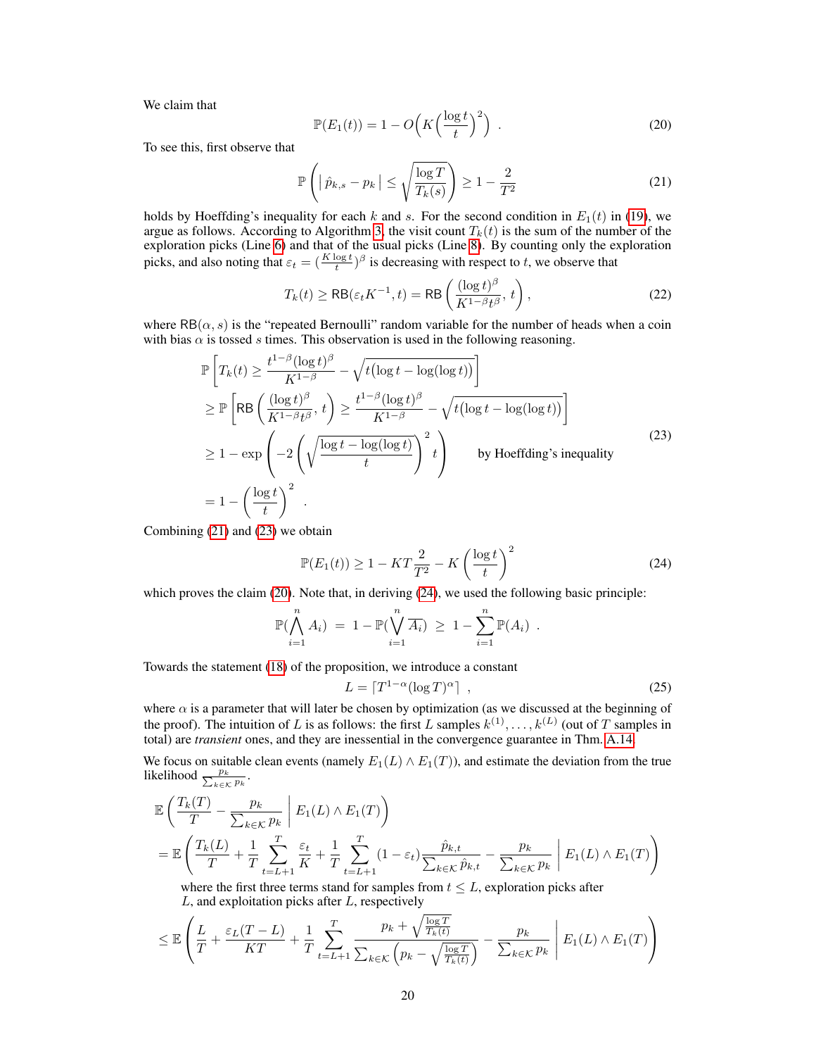We claim that

$$\mathbb{P}(E_1(t)) = 1 - O\Big(K\Big(\frac{\log t}{t}\Big)^2\Big) \ . \tag{20}$$

To see this, first observe that

$$\mathbb{P}\left(\big|\, \hat{p}_{k,s} - p_k \,\big| \le \sqrt{\frac{\log T}{T_k(s)}}\right) \ge 1 - \frac{2}{T^2} \tag{21}$$

holds by Hoeffding's inequality for each $k$ and $s$. For the second condition in $E_1(t)$ in (19), we argue as follows. According to Algorithm 3, the visit count $T_k(t)$ is the sum of the number of the exploration picks (Line 6) and that of the usual picks (Line 8). By counting only the exploration picks, and also noting that $\varepsilon_t = (\frac{K \log t}{t})^\beta$ is decreasing with respect to $t$, we observe that

$$T_k(t) \ge \mathsf{RB}(\varepsilon_t K^{-1}, t) = \mathsf{RB}\left(\frac{(\log t)^\beta}{K^{1-\beta} t^\beta},\, t\right), \tag{22}$$

where $\mathsf{RB}(\alpha, s)$ is the "repeated Bernoulli" random variable for the number of heads when a coin with bias $\alpha$ is tossed $s$ times. This observation is used in the following reasoning.

$$\begin{aligned}
&\mathbb{P}\left[T_k(t) \ge \frac{t^{1-\beta}(\log t)^\beta}{K^{1-\beta}} - \sqrt{t\big(\log t - \log(\log t)\big)}\right] \\
&\ge \mathbb{P}\left[\mathsf{RB}\left(\frac{(\log t)^\beta}{K^{1-\beta} t^\beta},\, t\right) \ge \frac{t^{1-\beta}(\log t)^\beta}{K^{1-\beta}} - \sqrt{t\big(\log t - \log(\log t)\big)}\right] \\
&\ge 1 - \exp\left(-2\left(\sqrt{\frac{\log t - \log(\log t)}{t}}\right)^2 t\right) \qquad \text{by Hoeffding's inequality} \\
&= 1 - \left(\frac{\log t}{t}\right)^2 \ .
\end{aligned} \tag{23}$$

Combining (21) and (23) we obtain

$$\mathbb{P}(E_1(t)) \ge 1 - KT\frac{2}{T^2} - K\left(\frac{\log t}{t}\right)^2 \tag{24}$$

which proves the claim (20). Note that, in deriving (24), we used the following basic principle:

$$\mathbb{P}(\bigwedge_{i=1}^{n} A_i) \;=\; 1 - \mathbb{P}(\bigvee_{i=1}^{n} \overline{A_i}) \;\ge\; 1 - \sum_{i=1}^{n} \mathbb{P}(A_i) \ .$$

Towards the statement (18) of the proposition, we introduce a constant

$$L = \lceil T^{1-\alpha}(\log T)^\alpha \rceil \ , \tag{25}$$

where $\alpha$ is a parameter that will later be chosen by optimization (as we discussed at the beginning of the proof). The intuition of $L$ is as follows: the first $L$ samples $k^{(1)}, \dots, k^{(L)}$ (out of $T$ samples in total) are *transient* ones, and they are inessential in the convergence guarantee in Thm. A.14.

We focus on suitable clean events (namely $E_1(L) \wedge E_1(T)$), and estimate the deviation from the true likelihood $\frac{p_k}{\sum_{k \in \mathcal{K}} p_k}$.

$$\begin{aligned}
&\mathbb{E}\left(\frac{T_k(T)}{T} - \frac{p_k}{\sum_{k\in\mathcal{K}} p_k} \;\middle|\; E_1(L) \wedge E_1(T)\right) \\
&= \mathbb{E}\left(\frac{T_k(L)}{T} + \frac{1}{T}\sum_{t=L+1}^{T} \frac{\varepsilon_t}{K} + \frac{1}{T}\sum_{t=L+1}^{T}(1-\varepsilon_t)\frac{\hat{p}_{k,t}}{\sum_{k\in\mathcal{K}} \hat{p}_{k,t}} - \frac{p_k}{\sum_{k\in\mathcal{K}} p_k} \;\middle|\; E_1(L) \wedge E_1(T)\right)
\end{aligned}$$

where the first three terms stand for samples from $t \le L$, exploration picks after $L$, and exploitation picks after $L$, respectively

$$\le \mathbb{E}\left(\frac{L}{T} + \frac{\varepsilon_L(T-L)}{KT} + \frac{1}{T}\sum_{t=L+1}^{T} \frac{p_k + \sqrt{\frac{\log T}{T_k(t)}}}{\sum_{k\in\mathcal{K}}\left(p_k - \sqrt{\frac{\log T}{T_k(t)}}\right)} - \frac{p_k}{\sum_{k\in\mathcal{K}} p_k} \;\middle|\; E_1(L) \wedge E_1(T)\right)$$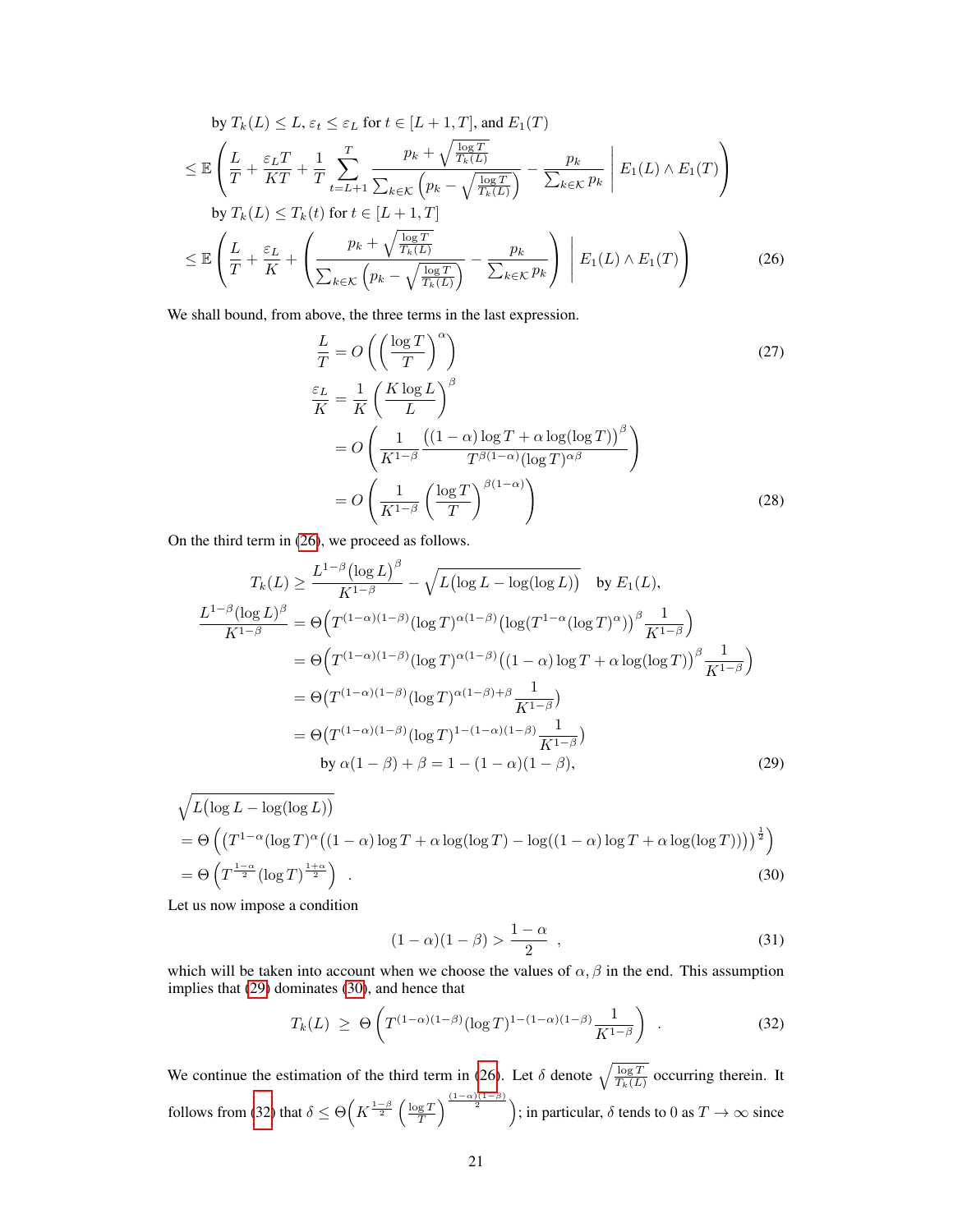$$
\begin{aligned}
&\quad \text{by } T_k(L) \le L,\, \varepsilon_t \le \varepsilon_L \text{ for } t \in [L+1, T], \text{ and } E_1(T) \\
&\le \mathbb{E}\left( \frac{L}{T} + \frac{\varepsilon_L T}{KT} + \frac{1}{T} \sum_{t=L+1}^{T} \frac{p_k + \sqrt{\frac{\log T}{T_k(L)}}}{\sum_{k\in\mathcal{K}}\left(p_k - \sqrt{\frac{\log T}{T_k(L)}}\right)} - \frac{p_k}{\sum_{k\in\mathcal{K}} p_k} \,\middle|\, E_1(L) \wedge E_1(T) \right) \\
&\quad \text{by } T_k(L) \le T_k(t) \text{ for } t \in [L+1, T] \\
&\le \mathbb{E}\left( \frac{L}{T} + \frac{\varepsilon_L}{K} + \left( \frac{p_k + \sqrt{\frac{\log T}{T_k(L)}}}{\sum_{k\in\mathcal{K}}\left(p_k - \sqrt{\frac{\log T}{T_k(L)}}\right)} - \frac{p_k}{\sum_{k\in\mathcal{K}} p_k} \right) \,\middle|\, E_1(L) \wedge E_1(T) \right)
\end{aligned} \tag{26}
$$

We shall bound, from above, the three terms in the last expression.

$$
\frac{L}{T} = O\left( \left( \frac{\log T}{T} \right)^{\alpha} \right) \tag{27}
$$

$$
\begin{aligned}
\frac{\varepsilon_L}{K} &= \frac{1}{K} \left( \frac{K \log L}{L} \right)^{\beta} \\
&= O\left( \frac{1}{K^{1-\beta}} \frac{\left((1-\alpha)\log T + \alpha \log(\log T)\right)^{\beta}}{T^{\beta(1-\alpha)} (\log T)^{\alpha\beta}} \right) \\
&= O\left( \frac{1}{K^{1-\beta}} \left( \frac{\log T}{T} \right)^{\beta(1-\alpha)} \right)
\end{aligned} \tag{28}
$$

On the third term in (26), we proceed as follows.

$$
\begin{aligned}
T_k(L) &\ge \frac{L^{1-\beta}(\log L)^{\beta}}{K^{1-\beta}} - \sqrt{L\big(\log L - \log(\log L)\big)} \quad \text{by } E_1(L), \\
\frac{L^{1-\beta}(\log L)^{\beta}}{K^{1-\beta}} &= \Theta\Big( T^{(1-\alpha)(1-\beta)} (\log T)^{\alpha(1-\beta)} \big(\log(T^{1-\alpha}(\log T)^{\alpha})\big)^{\beta} \frac{1}{K^{1-\beta}} \Big) \\
&= \Theta\Big( T^{(1-\alpha)(1-\beta)} (\log T)^{\alpha(1-\beta)} \big((1-\alpha)\log T + \alpha \log(\log T)\big)^{\beta} \frac{1}{K^{1-\beta}} \Big) \\
&= \Theta\big( T^{(1-\alpha)(1-\beta)} (\log T)^{\alpha(1-\beta)+\beta} \frac{1}{K^{1-\beta}} \big) \\
&= \Theta\big( T^{(1-\alpha)(1-\beta)} (\log T)^{1-(1-\alpha)(1-\beta)} \frac{1}{K^{1-\beta}} \big) \\
&\quad \text{by } \alpha(1-\beta) + \beta = 1 - (1-\alpha)(1-\beta),
\end{aligned} \tag{29}
$$

$$
\begin{aligned}
&\sqrt{L\big(\log L - \log(\log L)\big)} \\
&= \Theta\left( \big( T^{1-\alpha} (\log T)^{\alpha} \big((1-\alpha)\log T + \alpha\log(\log T) - \log((1-\alpha)\log T + \alpha \log(\log T))\big)\big)^{\frac{1}{2}} \right) \\
&= \Theta\left( T^{\frac{1-\alpha}{2}} (\log T)^{\frac{1+\alpha}{2}} \right) \quad .
\end{aligned} \tag{30}
$$

Let us now impose a condition

$$
(1-\alpha)(1-\beta) > \frac{1-\alpha}{2} \quad , \tag{31}
$$

which will be taken into account when we choose the values of $\alpha, \beta$ in the end. This assumption implies that (29) dominates (30), and hence that

$$
T_k(L) \;\ge\; \Theta\left( T^{(1-\alpha)(1-\beta)} (\log T)^{1-(1-\alpha)(1-\beta)} \frac{1}{K^{1-\beta}} \right) \quad . \tag{32}
$$

We continue the estimation of the third term in (26). Let $\delta$ denote $\sqrt{\frac{\log T}{T_k(L)}}$ occurring therein. It follows from (32) that $\delta \le \Theta\Big( K^{\frac{1-\beta}{2}} \left( \frac{\log T}{T} \right)^{\frac{(1-\alpha)(1-\beta)}{2}} \Big)$; in particular, $\delta$ tends to 0 as $T \to \infty$ since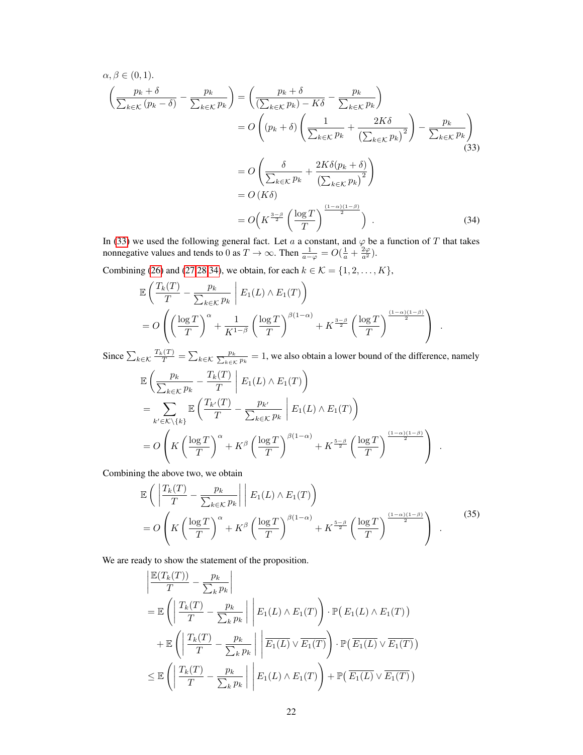$\alpha, \beta \in (0, 1)$.

$$
\begin{aligned}
\left(\frac{p_k + \delta}{\sum_{k\in\mathcal{K}}(p_k - \delta)} - \frac{p_k}{\sum_{k\in\mathcal{K}} p_k}\right) &= \left(\frac{p_k + \delta}{(\sum_{k\in\mathcal{K}} p_k) - K\delta} - \frac{p_k}{\sum_{k\in\mathcal{K}} p_k}\right) \\
&= O\left((p_k + \delta)\left(\frac{1}{\sum_{k\in\mathcal{K}} p_k} + \frac{2K\delta}{\left(\sum_{k\in\mathcal{K}} p_k\right)^2}\right) - \frac{p_k}{\sum_{k\in\mathcal{K}} p_k}\right) \qquad (33) \\
&= O\left(\frac{\delta}{\sum_{k\in\mathcal{K}} p_k} + \frac{2K\delta(p_k + \delta)}{\left(\sum_{k\in\mathcal{K}} p_k\right)^2}\right) \\
&= O\left(K\delta\right) \\
&= O\Big(K^{\frac{3-\beta}{2}}\left(\frac{\log T}{T}\right)^{\frac{(1-\alpha)(1-\beta)}{2}}\Big)\ . \qquad (34)
\end{aligned}
$$

In (33) we used the following general fact. Let $a$ a constant, and $\varphi$ be a function of $T$ that takes nonnegative values and tends to 0 as $T \to \infty$. Then $\frac{1}{a-\varphi} = O(\frac{1}{a} + \frac{2\varphi}{a^2})$.

Combining (26) and (27,28,34), we obtain, for each $k \in \mathcal{K} = \{1, 2, \ldots, K\}$,

$$
\begin{aligned}
&\mathbb{E}\left(\frac{T_k(T)}{T} - \frac{p_k}{\sum_{k\in\mathcal{K}} p_k}\ \middle|\ E_1(L) \wedge E_1(T)\right) \\
&= O\left(\left(\frac{\log T}{T}\right)^{\alpha} + \frac{1}{K^{1-\beta}}\left(\frac{\log T}{T}\right)^{\beta(1-\alpha)} + K^{\frac{3-\beta}{2}}\left(\frac{\log T}{T}\right)^{\frac{(1-\alpha)(1-\beta)}{2}}\right)\ .
\end{aligned}
$$

Since $\sum_{k\in\mathcal{K}} \frac{T_k(T)}{T} = \sum_{k\in\mathcal{K}} \frac{p_k}{\sum_{k\in\mathcal{K}} p_k} = 1$, we also obtain a lower bound of the difference, namely

$$
\begin{aligned}
&\mathbb{E}\left(\frac{p_k}{\sum_{k\in\mathcal{K}} p_k} - \frac{T_k(T)}{T}\ \middle|\ E_1(L) \wedge E_1(T)\right) \\
&= \sum_{k'\in\mathcal{K}\setminus\{k\}} \mathbb{E}\left(\frac{T_{k'}(T)}{T} - \frac{p_{k'}}{\sum_{k\in\mathcal{K}} p_k}\ \middle|\ E_1(L) \wedge E_1(T)\right) \\
&= O\left(K\left(\frac{\log T}{T}\right)^{\alpha} + K^{\beta}\left(\frac{\log T}{T}\right)^{\beta(1-\alpha)} + K^{\frac{5-\beta}{2}}\left(\frac{\log T}{T}\right)^{\frac{(1-\alpha)(1-\beta)}{2}}\right)\ .
\end{aligned}
$$

Combining the above two, we obtain

$$
\begin{aligned}
&\mathbb{E}\left(\left|\frac{T_k(T)}{T} - \frac{p_k}{\sum_{k\in\mathcal{K}} p_k}\right|\ \middle|\ E_1(L) \wedge E_1(T)\right) \\
&= O\left(K\left(\frac{\log T}{T}\right)^{\alpha} + K^{\beta}\left(\frac{\log T}{T}\right)^{\beta(1-\alpha)} + K^{\frac{5-\beta}{2}}\left(\frac{\log T}{T}\right)^{\frac{(1-\alpha)(1-\beta)}{2}}\right)\ .
\end{aligned} \qquad (35)
$$

We are ready to show the statement of the proposition.

$$
\begin{aligned}
&\left|\frac{\mathbb{E}(T_k(T))}{T} - \frac{p_k}{\sum_k p_k}\right| \\
&= \mathbb{E}\left(\left|\frac{T_k(T)}{T} - \frac{p_k}{\sum_k p_k}\right|\ \middle|\ E_1(L) \wedge E_1(T)\right) \cdot \mathbb{P}\big(E_1(L) \wedge E_1(T)\big) \\
&\quad + \mathbb{E}\left(\left|\frac{T_k(T)}{T} - \frac{p_k}{\sum_k p_k}\right|\ \middle|\ \overline{E_1(L)} \vee \overline{E_1(T)}\right) \cdot \mathbb{P}\big(\overline{E_1(L)} \vee \overline{E_1(T)}\big) \\
&\leq \mathbb{E}\left(\left|\frac{T_k(T)}{T} - \frac{p_k}{\sum_k p_k}\right|\ \middle|\ E_1(L) \wedge E_1(T)\right) + \mathbb{P}\big(\overline{E_1(L)} \vee \overline{E_1(T)}\big)
\end{aligned}
$$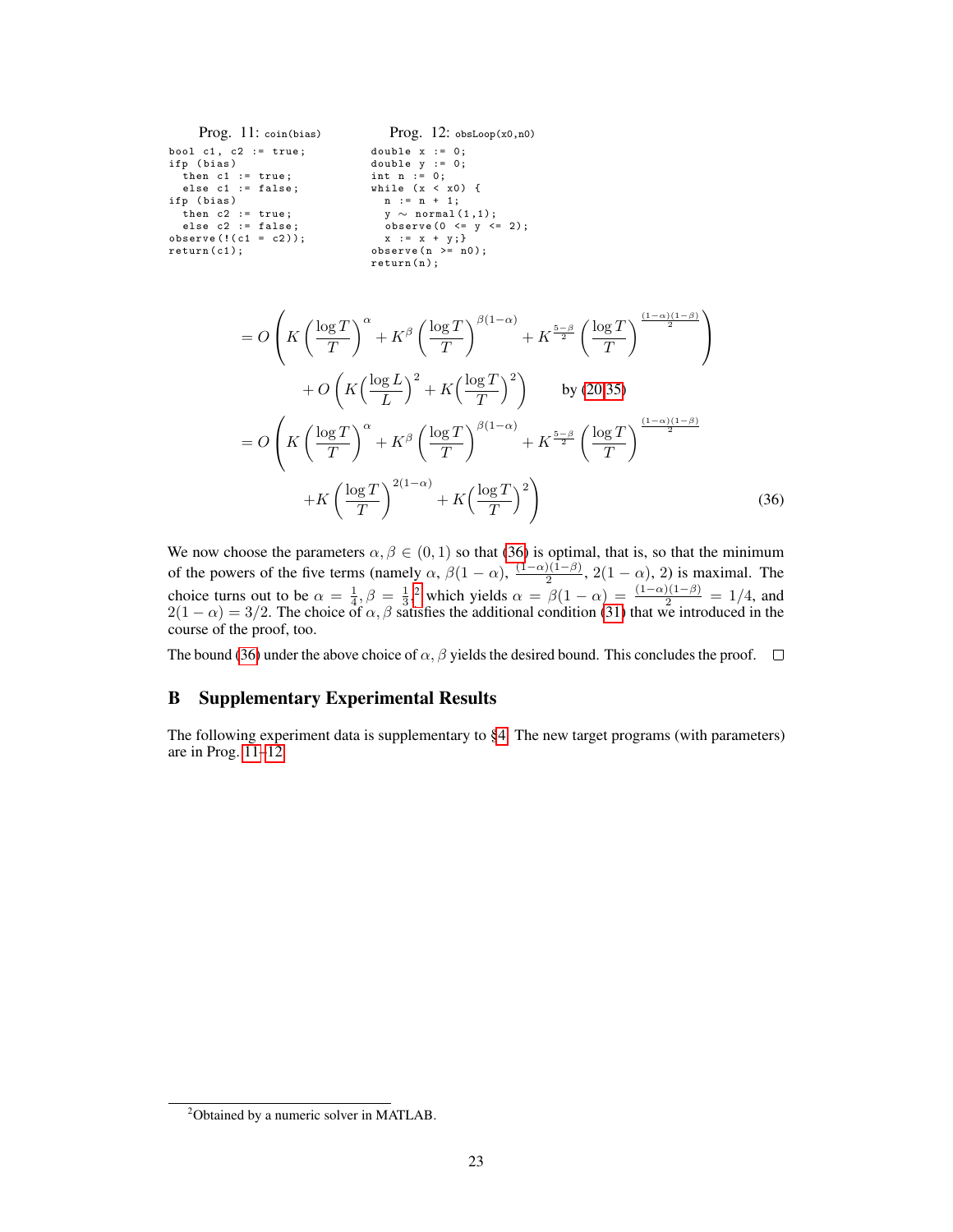Prog. 11: `coin(bias)`

```
bool c1, c2 := true;
ifp (bias)
  then c1 := true;
  else c1 := false;
ifp (bias)
  then c2 := true;
  else c2 := false;
observe(!(c1 = c2));
return(c1);
```

Prog. 12: `obsLoop(x0,n0)`

```
double x := 0;
double y := 0;
int n := 0;
while (x < x0) {
  n := n + 1;
  y ~ normal(1,1);
  observe(0 <= y <= 2);
  x := x + y;}
observe(n >= n0);
return(n);
```

$$
\begin{aligned}
&= O\left(K\left(\frac{\log T}{T}\right)^{\alpha} + K^{\beta}\left(\frac{\log T}{T}\right)^{\beta(1-\alpha)} + K^{\frac{5-\beta}{2}}\left(\frac{\log T}{T}\right)^{\frac{(1-\alpha)(1-\beta)}{2}}\right) \\
&\qquad + O\left(K\Big(\frac{\log L}{L}\Big)^{2} + K\Big(\frac{\log T}{T}\Big)^{2}\right) \qquad \text{by (20,35)} \\
&= O\left(K\left(\frac{\log T}{T}\right)^{\alpha} + K^{\beta}\left(\frac{\log T}{T}\right)^{\beta(1-\alpha)} + K^{\frac{5-\beta}{2}}\left(\frac{\log T}{T}\right)^{\frac{(1-\alpha)(1-\beta)}{2}}\right. \\
&\qquad \left. + K\left(\frac{\log T}{T}\right)^{2(1-\alpha)} + K\Big(\frac{\log T}{T}\Big)^{2}\right)
\end{aligned} \tag{36}
$$

We now choose the parameters $\alpha, \beta \in (0,1)$ so that (36) is optimal, that is, so that the minimum of the powers of the five terms (namely $\alpha$, $\beta(1-\alpha)$, $\frac{(1-\alpha)(1-\beta)}{2}$, $2(1-\alpha)$, 2) is maximal. The choice turns out to be $\alpha = \frac{1}{4}, \beta = \frac{1}{3}$,[2] which yields $\alpha = \beta(1-\alpha) = \frac{(1-\alpha)(1-\beta)}{2} = 1/4$, and $2(1-\alpha) = 3/2$. The choice of $\alpha, \beta$ satisfies the additional condition (31) that we introduced in the course of the proof, too.

The bound (36) under the above choice of $\alpha, \beta$ yields the desired bound. This concludes the proof. □

# B Supplementary Experimental Results

The following experiment data is supplementary to §4. The new target programs (with parameters) are in Prog. 11–12.

[2] Obtained by a numeric solver in MATLAB.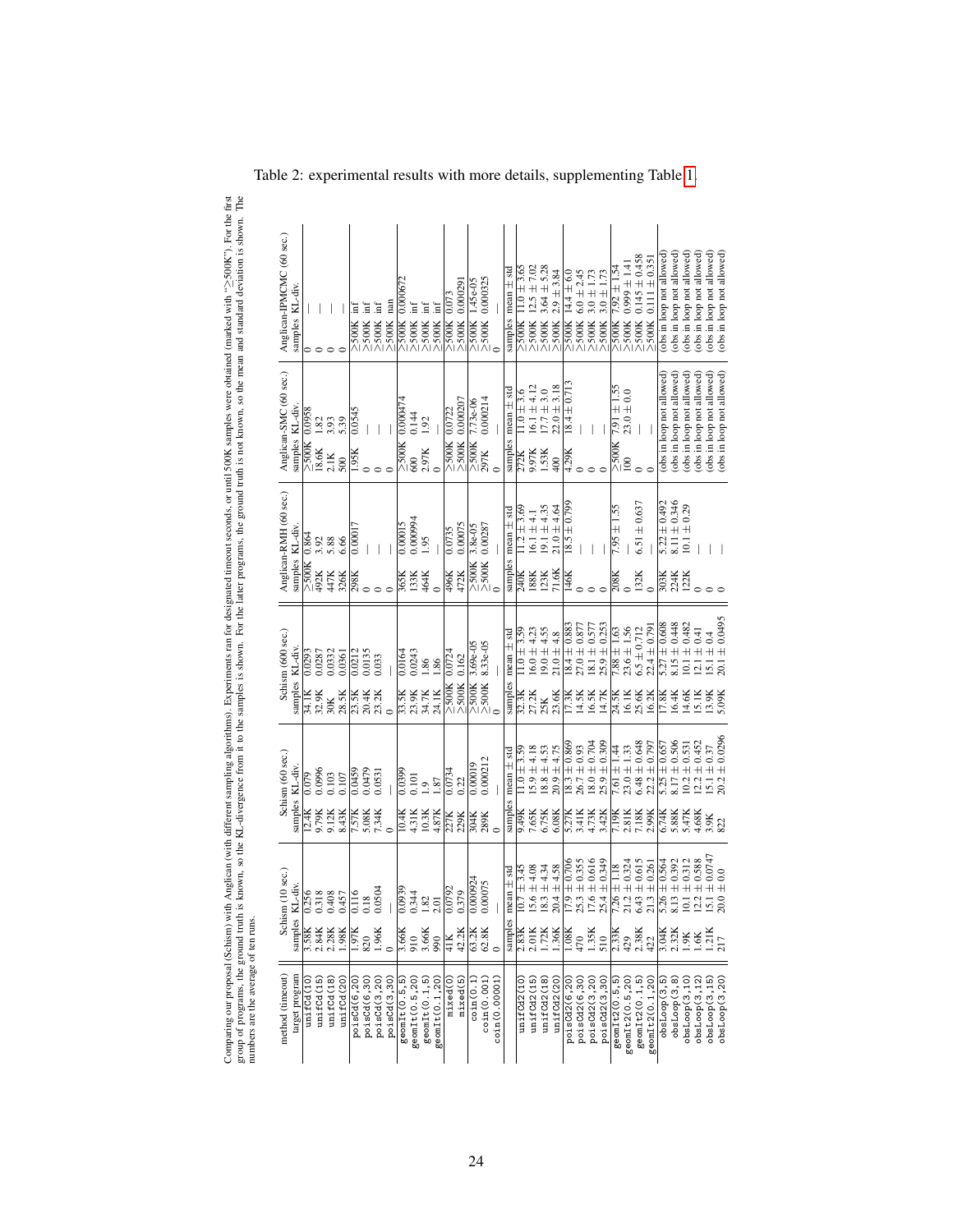Table 2: experimental results with more details, supplementing Table 1.

Comparing our proposal (Schism) with Anglican (with different sampling algorithms). Experiments ran for designated timeout seconds, or until 500K samples were obtained (marked with "≥500K"). For the first group of programs, the ground truth is known, so the KL-divergence from it to the samples is shown. For the latter programs, the ground truth is not known, so the mean and standard deviation is shown. The numbers are the average of ten runs.

| method (timeout) | Schism (10 sec.) | | Schism (60 sec.) | | Schism (600 sec.) | | Anglican-RMH (60 sec.) | | Anglican-SMC (60 sec.) | | Anglican-IPMCMC (60 sec.) | |
|---|---|---|---|---|---|---|---|---|---|---|---|---|
| target program | samples | KL-div. | samples | KL-div. | samples | KL-div. | samples | KL-div. | samples | KL-div. | samples | KL-div. |
| unifCd(10) | 3.58K | 0.256 | 12.4K | 0.079 | 34.1K | 0.0293 | ≥500K | 0.864 | ≥500K | 0.0958 | 0 | — |
| unifCd(15) | 2.84K | 0.318 | 9.79K | 0.0996 | 32.9K | 0.0287 | 492K | 3.92 | 18.6K | 1.82 | 0 | — |
| unifCd(18) | 2.28K | 0.408 | 9.12K | 0.103 | 30K | 0.0332 | 447K | 5.88 | 2.1K | 3.93 | 0 | — |
| unifCd(20) | 1.98K | 0.457 | 8.43K | 0.107 | 28.5K | 0.0361 | 326K | 6.66 | 500 | 5.39 | 0 | — |
| poisCd(6,20) | 1.97K | 0.116 | 7.57K | 0.0459 | 23.5K | 0.0212 | 298K | 0.00017 | 1.95K | 0.0545 | ≥500K | inf |
| poisCd(6,30) | 820 | 0.18 | 5.08K | 0.0479 | 20.4K | 0.0135 | 0 | — | 0 | — | ≥500K | inf |
| poisCd(3,20) | 1.96K | 0.0504 | 7.34K | 0.0531 | 23.2K | 0.033 | 0 | — | 0 | — | ≥500K | inf |
| poisCd(3,30) | 0 | — | 0 | — | 0 | — | 0 | — | 0 | — | ≥500K | nan |
| geomIt(0.5,5) | 3.66K | 0.0939 | 10.4K | 0.0399 | 33.5K | 0.0164 | 365K | 0.00015 | ≥500K | 0.000474 | ≥500K | 0.000672 |
| geomIt(0.5,20) | 910 | 0.344 | 4.31K | 0.101 | 23.9K | 0.0243 | 133K | 0.000994 | 600 | 0.144 | ≥500K | inf |
| geomIt(0.1,5) | 3.66K | 1.82 | 10.3K | 1.9 | 34.7K | 1.86 | 464K | 1.95 | 2.97K | 1.92 | ≥500K | inf |
| geomIt(0.1,20) | 990 | 2.01 | 4.87K | 1.87 | 24.1K | 1.86 | 0 | — | 0 | — | ≥500K | inf |
| mixed(0) | 41K | 0.0792 | 227K | 0.0734 | ≥500K | 0.0724 | 496K | 0.0735 | ≥500K | 0.0722 | ≥500K | 0.073 |
| mixed(5) | 42.2K | 0.379 | 229K | 0.22 | ≥500K | 0.162 | 472K | 0.00075 | ≥500K | 0.000207 | ≥500K | 0.000291 |
| coin(0.1) | 63.2K | 0.000924 | 304K | 0.00019 | ≥500K | 3.69e-05 | ≥500K | 3.8e-05 | ≥500K | 7.73e-06 | ≥500K | 1.45e-05 |
| coin(0.001) | 62.8K | 0.00075 | 289K | 0.000212 | ≥500K | 8.33e-05 | ≥500K | 0.00287 | 297K | 0.000214 | ≥500K | 0.000325 |
| coin(0.00001) | 0 | — | 0 | — | 0 | — | 0 | — | 0 | — | 0 | — |
| | samples | mean ± std | samples | mean ± std | samples | mean ± std | samples | mean ± std | samples | mean ± std | samples | mean ± std |
| unifCd2(10) | 2.83K | 10.7 ± 3.45 | 9.49K | 11.0 ± 3.59 | 32.3K | 11.0 ± 3.59 | 240K | 11.2 ± 3.69 | 272K | 11.0 ± 3.6 | ≥500K | 11.0 ± 3.65 |
| unifCd2(15) | 2.01K | 15.6 ± 4.08 | 7.65K | 15.9 ± 4.18 | 27.2K | 16.0 ± 4.23 | 188K | 16.1 ± 4.1 | 9.97K | 16.1 ± 4.12 | ≥500K | 12.5 ± 7.02 |
| unifCd2(18) | 1.72K | 18.3 ± 4.34 | 6.75K | 18.8 ± 4.53 | 25K | 19.0 ± 4.55 | 123K | 19.1 ± 4.35 | 1.53K | 17.7 ± 3.0 | ≥500K | 3.64 ± 5.28 |
| unifCd2(20) | 1.36K | 20.4 ± 4.58 | 6.08K | 20.9 ± 4.75 | 23.6K | 21.0 ± 4.8 | 71.6K | 21.0 ± 4.64 | 400 | 22.0 ± 3.18 | ≥500K | 2.9 ± 3.84 |
| poisCd2(6,20) | 1.08K | 17.9 ± 0.706 | 5.27K | 18.3 ± 0.869 | 17.3K | 18.4 ± 0.883 | 146K | 18.5 ± 0.799 | 4.29K | 18.4 ± 0.713 | ≥500K | 14.4 ± 6.0 |
| poisCd2(6,30) | 470 | 25.3 ± 0.355 | 3.41K | 26.7 ± 0.93 | 14.5K | 27.0 ± 0.877 | 0 | — | 0 | — | ≥500K | 6.0 ± 2.45 |
| poisCd2(3,20) | 1.35K | 17.6 ± 0.616 | 4.73K | 18.0 ± 0.704 | 16.5K | 18.1 ± 0.577 | 0 | — | 0 | — | ≥500K | 3.0 ± 1.73 |
| poisCd2(3,30) | 510 | 25.4 ± 0.349 | 3.42K | 25.9 ± 0.309 | 14.7K | 25.9 ± 0.253 | 0 | — | 0 | — | ≥500K | 3.0 ± 1.73 |
| geomIt2(0.5,5) | 2.33K | 7.26 ± 1.18 | 7.19K | 7.61 ± 1.44 | 24.5K | 7.88 ± 1.63 | 208K | 7.95 ± 1.55 | ≥500K | 7.91 ± 1.55 | ≥500K | 7.92 ± 1.54 |
| geomIt2(0.5,20) | 429 | 21.2 ± 0.324 | 2.81K | 23.0 ± 1.33 | 16.1K | 23.6 ± 1.56 | 0 | — | 100 | 23.0 ± 0.0 | ≥500K | 0.999 ± 1.41 |
| geomIt2(0.1,5) | 2.38K | 6.43 ± 0.615 | 7.18K | 6.48 ± 0.648 | 25.6K | 6.5 ± 0.712 | 132K | 6.51 ± 0.637 | 0 | — | ≥500K | 0.145 ± 0.458 |
| geomIt2(0.1,20) | 422 | 21.3 ± 0.261 | 2.99K | 22.2 ± 0.797 | 16.2K | 22.4 ± 0.791 | 0 | — | 0 | — | ≥500K | 0.111 ± 0.351 |
| obsLoop(3,5) | 3.04K | 5.26 ± 0.564 | 6.74K | 5.25 ± 0.657 | 17.8K | 5.27 ± 0.608 | 303K | 5.22 ± 0.492 | (obs in loop not allowed) | | (obs in loop not allowed) | |
| obsLoop(3,8) | 2.32K | 8.13 ± 0.392 | 5.88K | 8.17 ± 0.506 | 16.4K | 8.15 ± 0.448 | 224K | 8.11 ± 0.346 | (obs in loop not allowed) | | (obs in loop not allowed) | |
| obsLoop(3,10) | 1.9K | 10.1 ± 0.312 | 5.47K | 10.2 ± 0.531 | 14.6K | 10.1 ± 0.482 | 122K | 10.1 ± 0.29 | (obs in loop not allowed) | | (obs in loop not allowed) | |
| obsLoop(3,12) | 1.6K | 12.2 ± 0.588 | 4.68K | 12.2 ± 0.452 | 15.1K | 12.1 ± 0.41 | 0 | — | (obs in loop not allowed) | | (obs in loop not allowed) | |
| obsLoop(3,15) | 1.21K | 15.1 ± 0.0747 | 3.9K | 15.1 ± 0.37 | 13.9K | 15.1 ± 0.4 | 0 | — | (obs in loop not allowed) | | (obs in loop not allowed) | |
| obsLoop(3,20) | 217 | 20.0 ± 0.0 | 822 | 20.2 ± 0.0296 | 5.09K | 20.1 ± 0.0495 | 0 | — | (obs in loop not allowed) | | (obs in loop not allowed) | |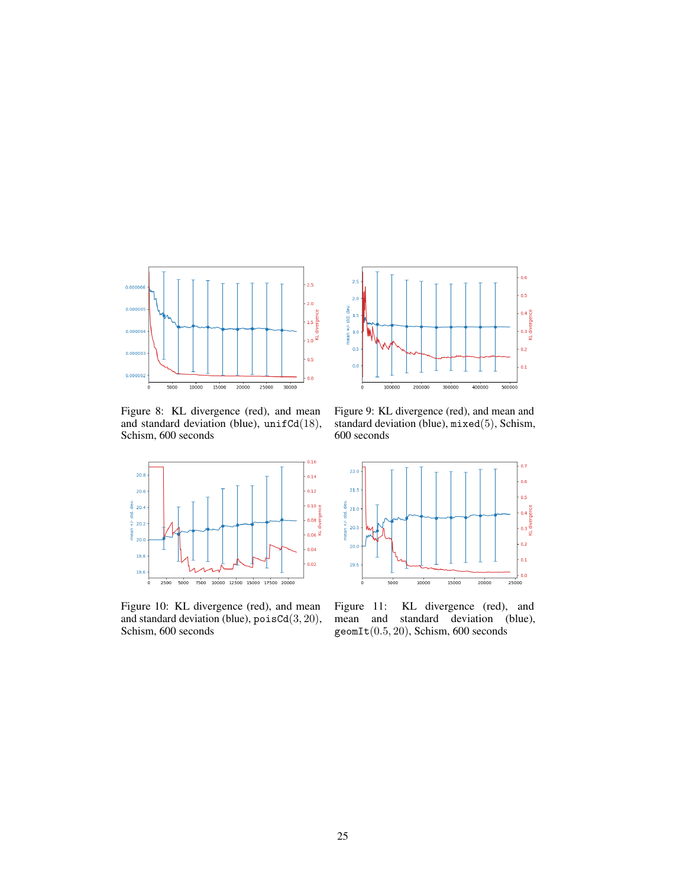0.000006
0.000005
0.000004
0.000003
0.000002
0
5000
10000
15000
20000
25000
30000
2.5
2.0
1.5
1.0
0.5
0.0
KL divergence

Figure 8: KL divergence (red), and mean and standard deviation (blue), unifCd$(18)$, Schism, 600 seconds

mean +/- std. dev.
2.5
2.0
1.5
1.0
0.5
0.0
0
100000
200000
300000
400000
500000
0.6
0.5
0.4
0.3
0.2
0.1
KL divergence

Figure 9: KL divergence (red), and mean and standard deviation (blue), mixed$(5)$, Schism, 600 seconds

mean +/- std. dev.
20.8
20.6
20.4
20.2
20.0
19.8
19.6
0
2500
5000
7500
10000
12500
15000
17500
20000
0.16
0.14
0.12
0.10
0.08
0.06
0.04
0.02
KL divergence

Figure 10: KL divergence (red), and mean and standard deviation (blue), poisCd$(3, 20)$, Schism, 600 seconds

mean +/- std. dev.
22.0
21.5
21.0
20.5
20.0
19.5
0
5000
10000
15000
20000
25000
0.7
0.6
0.5
0.4
0.3
0.2
0.1
0.0
KL divergence

Figure 11: KL divergence (red), and mean and standard deviation (blue), geomIt$(0.5, 20)$, Schism, 600 seconds